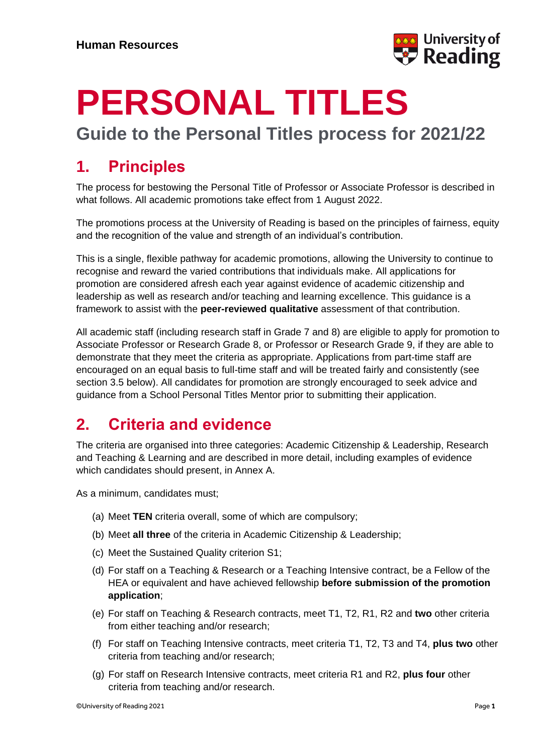Human Resources

# PERSONAL TITLES

## Guide to the Personal Titles process for 2021/22

## 1. Principles

The process for bestowing the Personal Title of Professor or Associate Professor is described in what follows. All academic promotions take effect from 1 August 2022.

The promotions process at the University of Reading is based on the principles of fairness, equity and the recognition of the value and strength of an individual's contribution.

This is a single, flexible pathway for academic promotions, allowing the University to continue to recognise and reward the varied contributions that individuals make. All applications for promotion are considered afresh each year against evidence of academic citizenship and leadership as well as research and/or teaching and learning excellence. This guidance is a framework to assist with the **peer-reviewed qualitative** assessment of that contribution.

All academic staff (including research staff in Grade 7 and 8) are eligible to apply for promotion to Associate Professor or Research Grade 8, or Professor or Research Grade 9, if they are able to demonstrate that they meet the criteria as appropriate. Applications from part-time staff are encouraged on an equal basis to full-time staff and will be treated fairly and consistently (see section 3.5 below). All candidates for promotion are strongly encouraged to seek advice and guidance from a School Personal Titles Mentor prior to submitting their application.

## 2. Criteria and evidence

The criteria are organised into three categories: Academic Citizenship & Leadership, Research and Teaching & Learning and are described in more detail, including examples of evidence which candidates should present, in Annex A.

As a minimum, candidates must;

(a) Meet **TEN** criteria overall, some of which are compulsory;

(b) Meet **all three** of the criteria in Academic Citizenship & Leadership;

(c) Meet the Sustained Quality criterion S1;

(d) For staff on a Teaching & Research or a Teaching Intensive contract, be a Fellow of the HEA or equivalent and have achieved fellowship **before submission of the promotion application**;

(e) For staff on Teaching & Research contracts, meet T1, T2, R1, R2 and **two** other criteria from either teaching and/or research;

(f) For staff on Teaching Intensive contracts, meet criteria T1, T2, T3 and T4, **plus two** other criteria from teaching and/or research;

(g) For staff on Research Intensive contracts, meet criteria R1 and R2, **plus four** other criteria from teaching and/or research.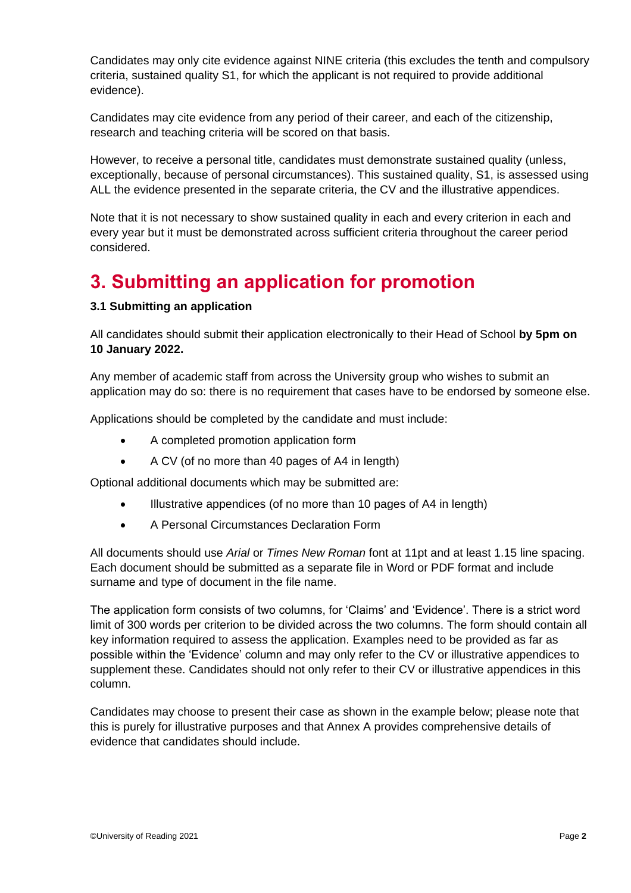Candidates may only cite evidence against NINE criteria (this excludes the tenth and compulsory criteria, sustained quality S1, for which the applicant is not required to provide additional evidence).

Candidates may cite evidence from any period of their career, and each of the citizenship, research and teaching criteria will be scored on that basis.

However, to receive a personal title, candidates must demonstrate sustained quality (unless, exceptionally, because of personal circumstances). This sustained quality, S1, is assessed using ALL the evidence presented in the separate criteria, the CV and the illustrative appendices.

Note that it is not necessary to show sustained quality in each and every criterion in each and every year but it must be demonstrated across sufficient criteria throughout the career period considered.

# 3. Submitting an application for promotion

### 3.1 Submitting an application

All candidates should submit their application electronically to their Head of School **by 5pm on 10 January 2022.**

Any member of academic staff from across the University group who wishes to submit an application may do so: there is no requirement that cases have to be endorsed by someone else.

Applications should be completed by the candidate and must include:

- A completed promotion application form
- A CV (of no more than 40 pages of A4 in length)

Optional additional documents which may be submitted are:

- Illustrative appendices (of no more than 10 pages of A4 in length)
- A Personal Circumstances Declaration Form

All documents should use *Arial* or *Times New Roman* font at 11pt and at least 1.15 line spacing. Each document should be submitted as a separate file in Word or PDF format and include surname and type of document in the file name.

The application form consists of two columns, for 'Claims' and 'Evidence'. There is a strict word limit of 300 words per criterion to be divided across the two columns. The form should contain all key information required to assess the application. Examples need to be provided as far as possible within the 'Evidence' column and may only refer to the CV or illustrative appendices to supplement these. Candidates should not only refer to their CV or illustrative appendices in this column.

Candidates may choose to present their case as shown in the example below; please note that this is purely for illustrative purposes and that Annex A provides comprehensive details of evidence that candidates should include.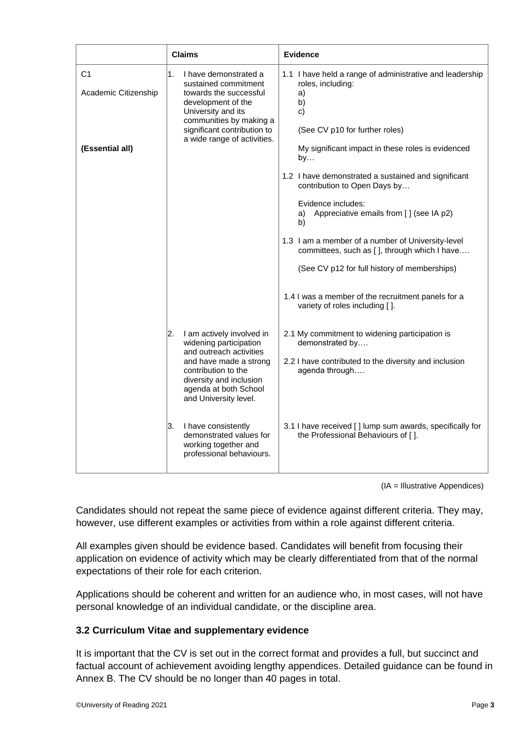| | Claims | Evidence |
|---|---|---|
| C1<br><br>Academic Citizenship<br><br><br><br>**(Essential all)** | 1. I have demonstrated a sustained commitment towards the successful development of the University and its communities by making a significant contribution to a wide range of activities. | 1.1 I have held a range of administrative and leadership roles, including:<br>a)<br>b)<br>c)<br><br>(See CV p10 for further roles)<br><br>My significant impact in these roles is evidenced by…<br><br>1.2 I have demonstrated a sustained and significant contribution to Open Days by…<br><br>Evidence includes:<br>a) Appreciative emails from [ ] (see IA p2)<br>b)<br><br>1.3 I am a member of a number of University-level committees, such as [ ], through which I have….<br><br>(See CV p12 for full history of memberships)<br><br>1.4 I was a member of the recruitment panels for a variety of roles including [ ]. |
| | 2. I am actively involved in widening participation and outreach activities and have made a strong contribution to the diversity and inclusion agenda at both School and University level. | 2.1 My commitment to widening participation is demonstrated by….<br><br>2.2 I have contributed to the diversity and inclusion agenda through…. |
| | 3. I have consistently demonstrated values for working together and professional behaviours. | 3.1 I have received [ ] lump sum awards, specifically for the Professional Behaviours of [ ]. |

(IA = Illustrative Appendices)

Candidates should not repeat the same piece of evidence against different criteria. They may, however, use different examples or activities from within a role against different criteria.

All examples given should be evidence based. Candidates will benefit from focusing their application on evidence of activity which may be clearly differentiated from that of the normal expectations of their role for each criterion.

Applications should be coherent and written for an audience who, in most cases, will not have personal knowledge of an individual candidate, or the discipline area.

### 3.2 Curriculum Vitae and supplementary evidence

It is important that the CV is set out in the correct format and provides a full, but succinct and factual account of achievement avoiding lengthy appendices. Detailed guidance can be found in Annex B. The CV should be no longer than 40 pages in total.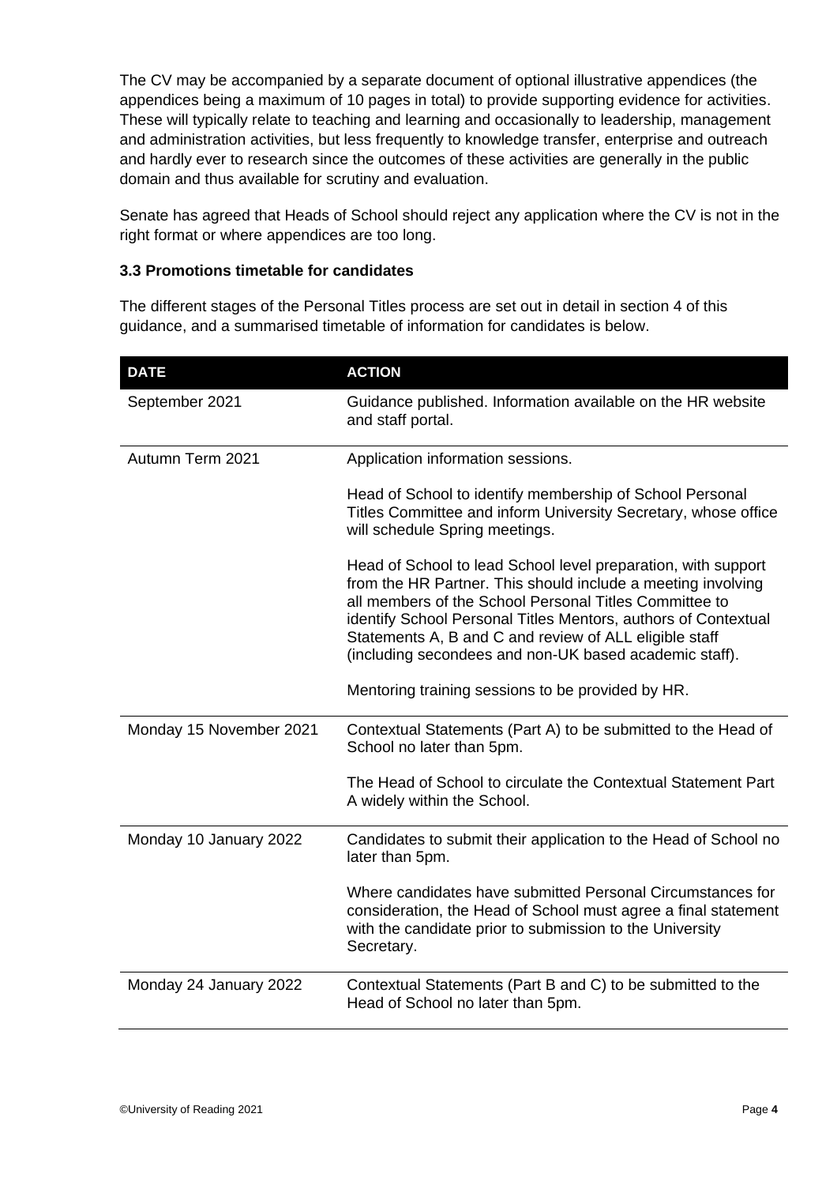The CV may be accompanied by a separate document of optional illustrative appendices (the appendices being a maximum of 10 pages in total) to provide supporting evidence for activities. These will typically relate to teaching and learning and occasionally to leadership, management and administration activities, but less frequently to knowledge transfer, enterprise and outreach and hardly ever to research since the outcomes of these activities are generally in the public domain and thus available for scrutiny and evaluation.

Senate has agreed that Heads of School should reject any application where the CV is not in the right format or where appendices are too long.

### 3.3 Promotions timetable for candidates

The different stages of the Personal Titles process are set out in detail in section 4 of this guidance, and a summarised timetable of information for candidates is below.

| DATE | ACTION |
|---|---|
| September 2021 | Guidance published. Information available on the HR website and staff portal. |
| Autumn Term 2021 | Application information sessions.<br><br>Head of School to identify membership of School Personal Titles Committee and inform University Secretary, whose office will schedule Spring meetings.<br><br>Head of School to lead School level preparation, with support from the HR Partner. This should include a meeting involving all members of the School Personal Titles Committee to identify School Personal Titles Mentors, authors of Contextual Statements A, B and C and review of ALL eligible staff (including secondees and non-UK based academic staff).<br><br>Mentoring training sessions to be provided by HR. |
| Monday 15 November 2021 | Contextual Statements (Part A) to be submitted to the Head of School no later than 5pm.<br><br>The Head of School to circulate the Contextual Statement Part A widely within the School. |
| Monday 10 January 2022 | Candidates to submit their application to the Head of School no later than 5pm.<br><br>Where candidates have submitted Personal Circumstances for consideration, the Head of School must agree a final statement with the candidate prior to submission to the University Secretary. |
| Monday 24 January 2022 | Contextual Statements (Part B and C) to be submitted to the Head of School no later than 5pm. |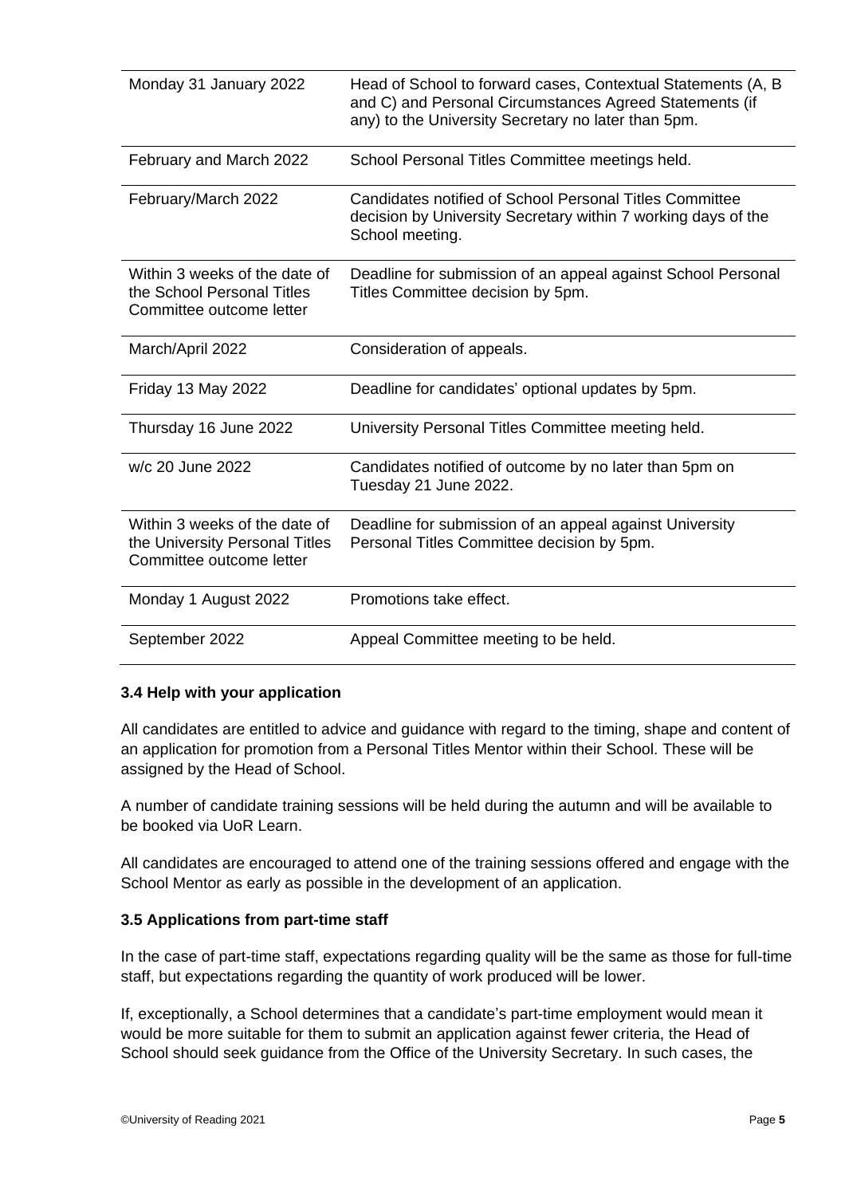| | |
|---|---|
| Monday 31 January 2022 | Head of School to forward cases, Contextual Statements (A, B and C) and Personal Circumstances Agreed Statements (if any) to the University Secretary no later than 5pm. |
| February and March 2022 | School Personal Titles Committee meetings held. |
| February/March 2022 | Candidates notified of School Personal Titles Committee decision by University Secretary within 7 working days of the School meeting. |
| Within 3 weeks of the date of the School Personal Titles Committee outcome letter | Deadline for submission of an appeal against School Personal Titles Committee decision by 5pm. |
| March/April 2022 | Consideration of appeals. |
| Friday 13 May 2022 | Deadline for candidates' optional updates by 5pm. |
| Thursday 16 June 2022 | University Personal Titles Committee meeting held. |
| w/c 20 June 2022 | Candidates notified of outcome by no later than 5pm on Tuesday 21 June 2022. |
| Within 3 weeks of the date of the University Personal Titles Committee outcome letter | Deadline for submission of an appeal against University Personal Titles Committee decision by 5pm. |
| Monday 1 August 2022 | Promotions take effect. |
| September 2022 | Appeal Committee meeting to be held. |

### 3.4 Help with your application

All candidates are entitled to advice and guidance with regard to the timing, shape and content of an application for promotion from a Personal Titles Mentor within their School. These will be assigned by the Head of School.

A number of candidate training sessions will be held during the autumn and will be available to be booked via UoR Learn.

All candidates are encouraged to attend one of the training sessions offered and engage with the School Mentor as early as possible in the development of an application.

### 3.5 Applications from part-time staff

In the case of part-time staff, expectations regarding quality will be the same as those for full-time staff, but expectations regarding the quantity of work produced will be lower.

If, exceptionally, a School determines that a candidate's part-time employment would mean it would be more suitable for them to submit an application against fewer criteria, the Head of School should seek guidance from the Office of the University Secretary. In such cases, the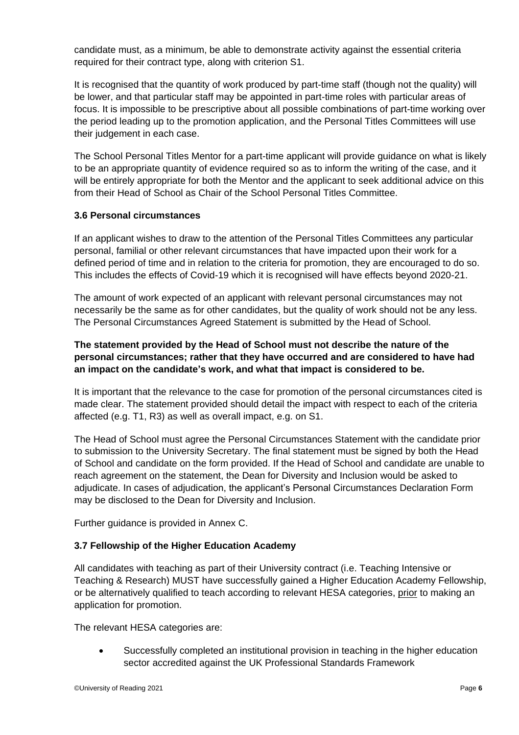candidate must, as a minimum, be able to demonstrate activity against the essential criteria required for their contract type, along with criterion S1.

It is recognised that the quantity of work produced by part-time staff (though not the quality) will be lower, and that particular staff may be appointed in part-time roles with particular areas of focus. It is impossible to be prescriptive about all possible combinations of part-time working over the period leading up to the promotion application, and the Personal Titles Committees will use their judgement in each case.

The School Personal Titles Mentor for a part-time applicant will provide guidance on what is likely to be an appropriate quantity of evidence required so as to inform the writing of the case, and it will be entirely appropriate for both the Mentor and the applicant to seek additional advice on this from their Head of School as Chair of the School Personal Titles Committee.

### 3.6 Personal circumstances

If an applicant wishes to draw to the attention of the Personal Titles Committees any particular personal, familial or other relevant circumstances that have impacted upon their work for a defined period of time and in relation to the criteria for promotion, they are encouraged to do so. This includes the effects of Covid-19 which it is recognised will have effects beyond 2020-21.

The amount of work expected of an applicant with relevant personal circumstances may not necessarily be the same as for other candidates, but the quality of work should not be any less. The Personal Circumstances Agreed Statement is submitted by the Head of School.

**The statement provided by the Head of School must not describe the nature of the personal circumstances; rather that they have occurred and are considered to have had an impact on the candidate's work, and what that impact is considered to be.**

It is important that the relevance to the case for promotion of the personal circumstances cited is made clear. The statement provided should detail the impact with respect to each of the criteria affected (e.g. T1, R3) as well as overall impact, e.g. on S1.

The Head of School must agree the Personal Circumstances Statement with the candidate prior to submission to the University Secretary. The final statement must be signed by both the Head of School and candidate on the form provided. If the Head of School and candidate are unable to reach agreement on the statement, the Dean for Diversity and Inclusion would be asked to adjudicate. In cases of adjudication, the applicant's Personal Circumstances Declaration Form may be disclosed to the Dean for Diversity and Inclusion.

Further guidance is provided in Annex C.

### 3.7 Fellowship of the Higher Education Academy

All candidates with teaching as part of their University contract (i.e. Teaching Intensive or Teaching & Research) MUST have successfully gained a Higher Education Academy Fellowship, or be alternatively qualified to teach according to relevant HESA categories, prior to making an application for promotion.

The relevant HESA categories are:

- Successfully completed an institutional provision in teaching in the higher education sector accredited against the UK Professional Standards Framework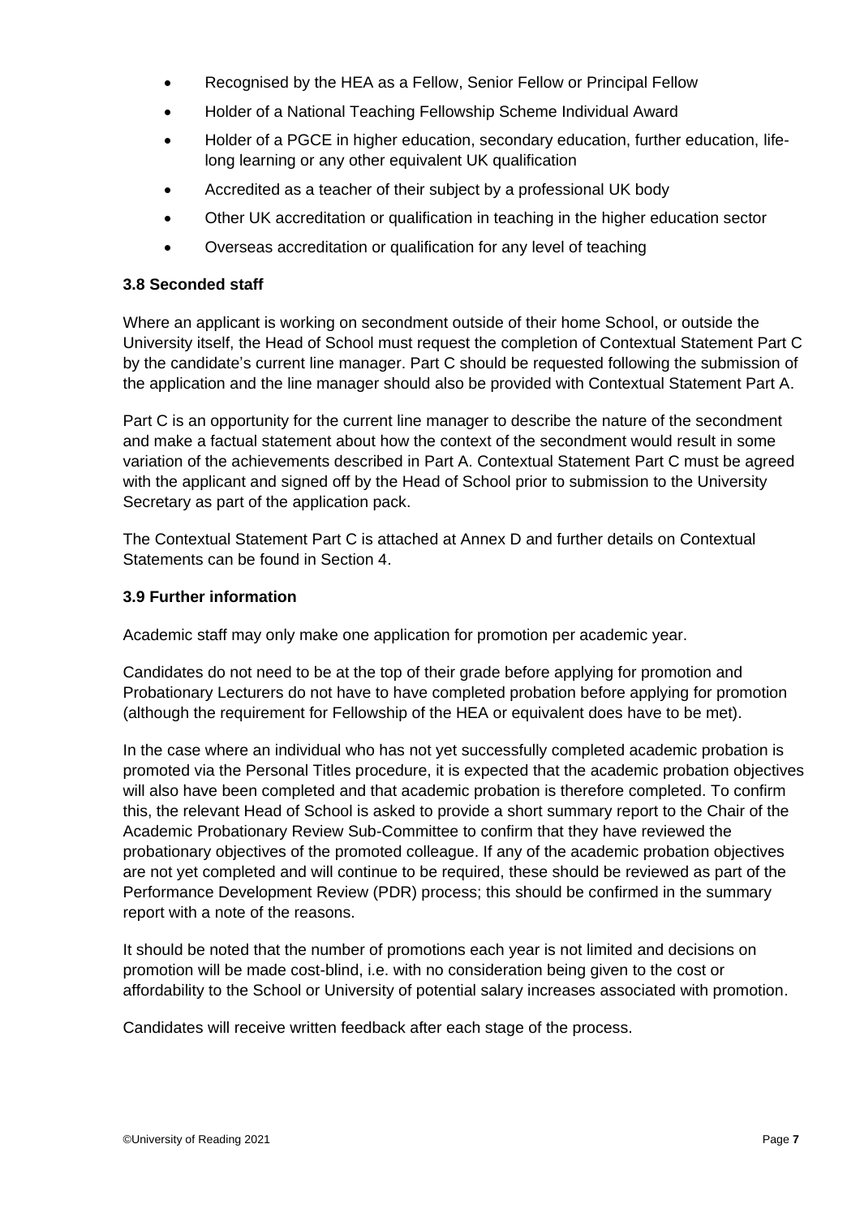- Recognised by the HEA as a Fellow, Senior Fellow or Principal Fellow
- Holder of a National Teaching Fellowship Scheme Individual Award
- Holder of a PGCE in higher education, secondary education, further education, life-long learning or any other equivalent UK qualification
- Accredited as a teacher of their subject by a professional UK body
- Other UK accreditation or qualification in teaching in the higher education sector
- Overseas accreditation or qualification for any level of teaching

### 3.8 Seconded staff

Where an applicant is working on secondment outside of their home School, or outside the University itself, the Head of School must request the completion of Contextual Statement Part C by the candidate's current line manager. Part C should be requested following the submission of the application and the line manager should also be provided with Contextual Statement Part A.

Part C is an opportunity for the current line manager to describe the nature of the secondment and make a factual statement about how the context of the secondment would result in some variation of the achievements described in Part A. Contextual Statement Part C must be agreed with the applicant and signed off by the Head of School prior to submission to the University Secretary as part of the application pack.

The Contextual Statement Part C is attached at Annex D and further details on Contextual Statements can be found in Section 4.

### 3.9 Further information

Academic staff may only make one application for promotion per academic year.

Candidates do not need to be at the top of their grade before applying for promotion and Probationary Lecturers do not have to have completed probation before applying for promotion (although the requirement for Fellowship of the HEA or equivalent does have to be met).

In the case where an individual who has not yet successfully completed academic probation is promoted via the Personal Titles procedure, it is expected that the academic probation objectives will also have been completed and that academic probation is therefore completed. To confirm this, the relevant Head of School is asked to provide a short summary report to the Chair of the Academic Probationary Review Sub-Committee to confirm that they have reviewed the probationary objectives of the promoted colleague. If any of the academic probation objectives are not yet completed and will continue to be required, these should be reviewed as part of the Performance Development Review (PDR) process; this should be confirmed in the summary report with a note of the reasons.

It should be noted that the number of promotions each year is not limited and decisions on promotion will be made cost-blind, i.e. with no consideration being given to the cost or affordability to the School or University of potential salary increases associated with promotion.

Candidates will receive written feedback after each stage of the process.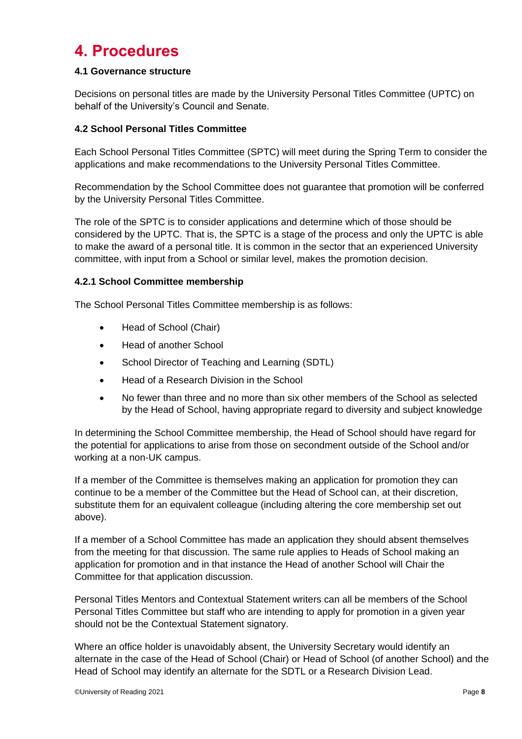# 4. Procedures

### 4.1 Governance structure

Decisions on personal titles are made by the University Personal Titles Committee (UPTC) on behalf of the University's Council and Senate.

### 4.2 School Personal Titles Committee

Each School Personal Titles Committee (SPTC) will meet during the Spring Term to consider the applications and make recommendations to the University Personal Titles Committee.

Recommendation by the School Committee does not guarantee that promotion will be conferred by the University Personal Titles Committee.

The role of the SPTC is to consider applications and determine which of those should be considered by the UPTC. That is, the SPTC is a stage of the process and only the UPTC is able to make the award of a personal title. It is common in the sector that an experienced University committee, with input from a School or similar level, makes the promotion decision.

#### 4.2.1 School Committee membership

The School Personal Titles Committee membership is as follows:

- Head of School (Chair)
- Head of another School
- School Director of Teaching and Learning (SDTL)
- Head of a Research Division in the School
- No fewer than three and no more than six other members of the School as selected by the Head of School, having appropriate regard to diversity and subject knowledge

In determining the School Committee membership, the Head of School should have regard for the potential for applications to arise from those on secondment outside of the School and/or working at a non-UK campus.

If a member of the Committee is themselves making an application for promotion they can continue to be a member of the Committee but the Head of School can, at their discretion, substitute them for an equivalent colleague (including altering the core membership set out above).

If a member of a School Committee has made an application they should absent themselves from the meeting for that discussion. The same rule applies to Heads of School making an application for promotion and in that instance the Head of another School will Chair the Committee for that application discussion.

Personal Titles Mentors and Contextual Statement writers can all be members of the School Personal Titles Committee but staff who are intending to apply for promotion in a given year should not be the Contextual Statement signatory.

Where an office holder is unavoidably absent, the University Secretary would identify an alternate in the case of the Head of School (Chair) or Head of School (of another School) and the Head of School may identify an alternate for the SDTL or a Research Division Lead.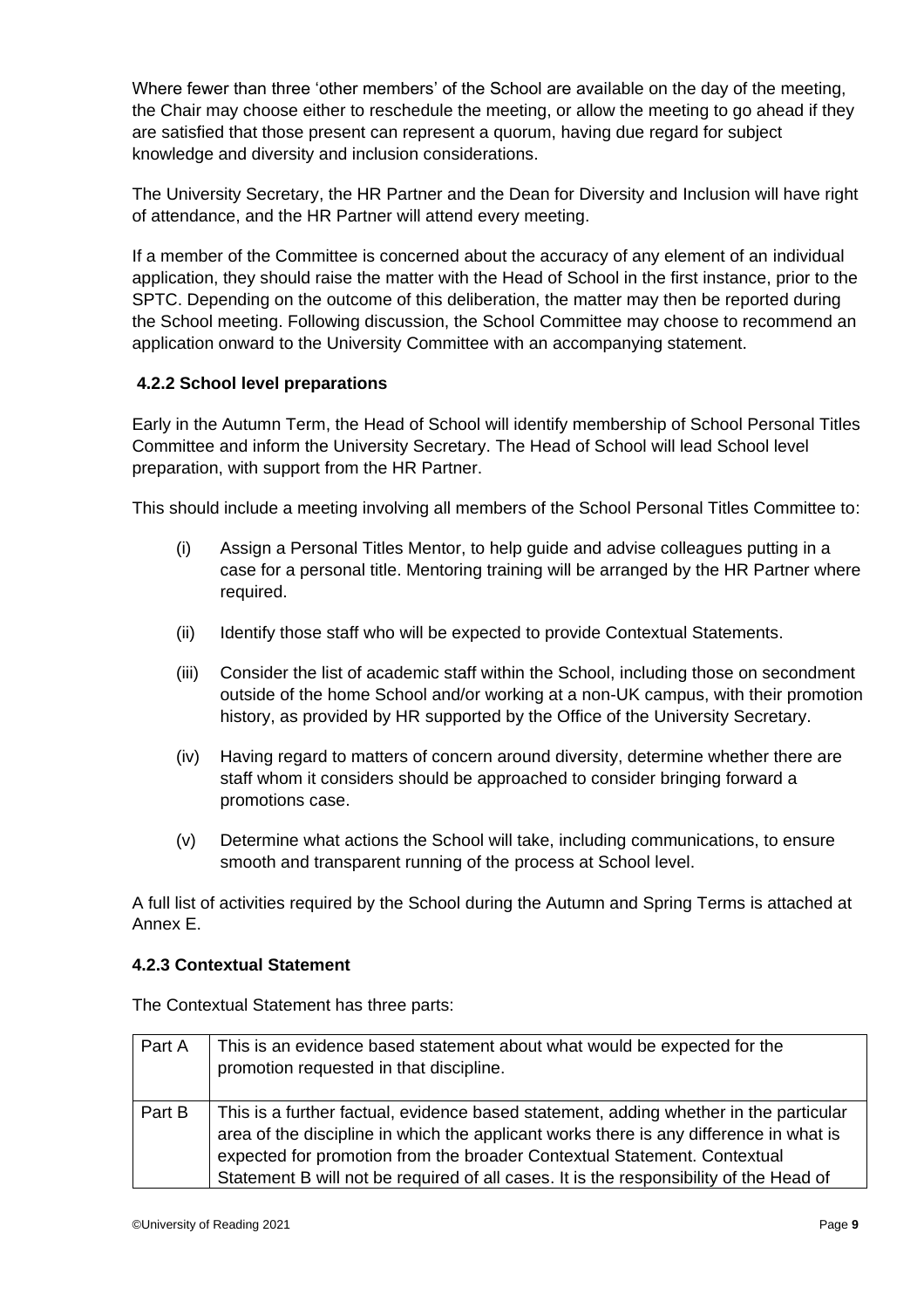Where fewer than three 'other members' of the School are available on the day of the meeting, the Chair may choose either to reschedule the meeting, or allow the meeting to go ahead if they are satisfied that those present can represent a quorum, having due regard for subject knowledge and diversity and inclusion considerations.

The University Secretary, the HR Partner and the Dean for Diversity and Inclusion will have right of attendance, and the HR Partner will attend every meeting.

If a member of the Committee is concerned about the accuracy of any element of an individual application, they should raise the matter with the Head of School in the first instance, prior to the SPTC. Depending on the outcome of this deliberation, the matter may then be reported during the School meeting. Following discussion, the School Committee may choose to recommend an application onward to the University Committee with an accompanying statement.

### 4.2.2 School level preparations

Early in the Autumn Term, the Head of School will identify membership of School Personal Titles Committee and inform the University Secretary. The Head of School will lead School level preparation, with support from the HR Partner.

This should include a meeting involving all members of the School Personal Titles Committee to:

(i) Assign a Personal Titles Mentor, to help guide and advise colleagues putting in a case for a personal title. Mentoring training will be arranged by the HR Partner where required.

(ii) Identify those staff who will be expected to provide Contextual Statements.

(iii) Consider the list of academic staff within the School, including those on secondment outside of the home School and/or working at a non-UK campus, with their promotion history, as provided by HR supported by the Office of the University Secretary.

(iv) Having regard to matters of concern around diversity, determine whether there are staff whom it considers should be approached to consider bringing forward a promotions case.

(v) Determine what actions the School will take, including communications, to ensure smooth and transparent running of the process at School level.

A full list of activities required by the School during the Autumn and Spring Terms is attached at Annex E.

### 4.2.3 Contextual Statement

The Contextual Statement has three parts:

| | |
|---|---|
| Part A | This is an evidence based statement about what would be expected for the promotion requested in that discipline. |
| Part B | This is a further factual, evidence based statement, adding whether in the particular area of the discipline in which the applicant works there is any difference in what is expected for promotion from the broader Contextual Statement. Contextual Statement B will not be required of all cases. It is the responsibility of the Head of |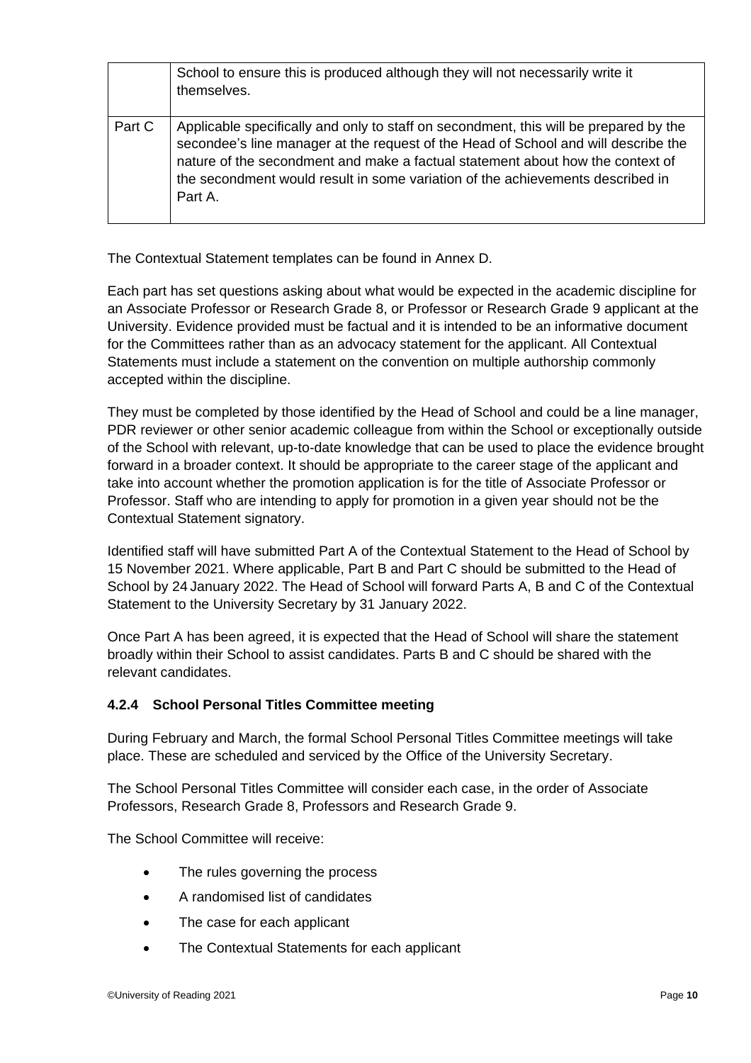| | |
|---|---|
| | School to ensure this is produced although they will not necessarily write it themselves. |
| Part C | Applicable specifically and only to staff on secondment, this will be prepared by the secondee's line manager at the request of the Head of School and will describe the nature of the secondment and make a factual statement about how the context of the secondment would result in some variation of the achievements described in Part A. |

The Contextual Statement templates can be found in Annex D.

Each part has set questions asking about what would be expected in the academic discipline for an Associate Professor or Research Grade 8, or Professor or Research Grade 9 applicant at the University. Evidence provided must be factual and it is intended to be an informative document for the Committees rather than as an advocacy statement for the applicant. All Contextual Statements must include a statement on the convention on multiple authorship commonly accepted within the discipline.

They must be completed by those identified by the Head of School and could be a line manager, PDR reviewer or other senior academic colleague from within the School or exceptionally outside of the School with relevant, up-to-date knowledge that can be used to place the evidence brought forward in a broader context. It should be appropriate to the career stage of the applicant and take into account whether the promotion application is for the title of Associate Professor or Professor. Staff who are intending to apply for promotion in a given year should not be the Contextual Statement signatory.

Identified staff will have submitted Part A of the Contextual Statement to the Head of School by 15 November 2021. Where applicable, Part B and Part C should be submitted to the Head of School by 24 January 2022. The Head of School will forward Parts A, B and C of the Contextual Statement to the University Secretary by 31 January 2022.

Once Part A has been agreed, it is expected that the Head of School will share the statement broadly within their School to assist candidates. Parts B and C should be shared with the relevant candidates.

### 4.2.4 School Personal Titles Committee meeting

During February and March, the formal School Personal Titles Committee meetings will take place. These are scheduled and serviced by the Office of the University Secretary.

The School Personal Titles Committee will consider each case, in the order of Associate Professors, Research Grade 8, Professors and Research Grade 9.

The School Committee will receive:

- The rules governing the process
- A randomised list of candidates
- The case for each applicant
- The Contextual Statements for each applicant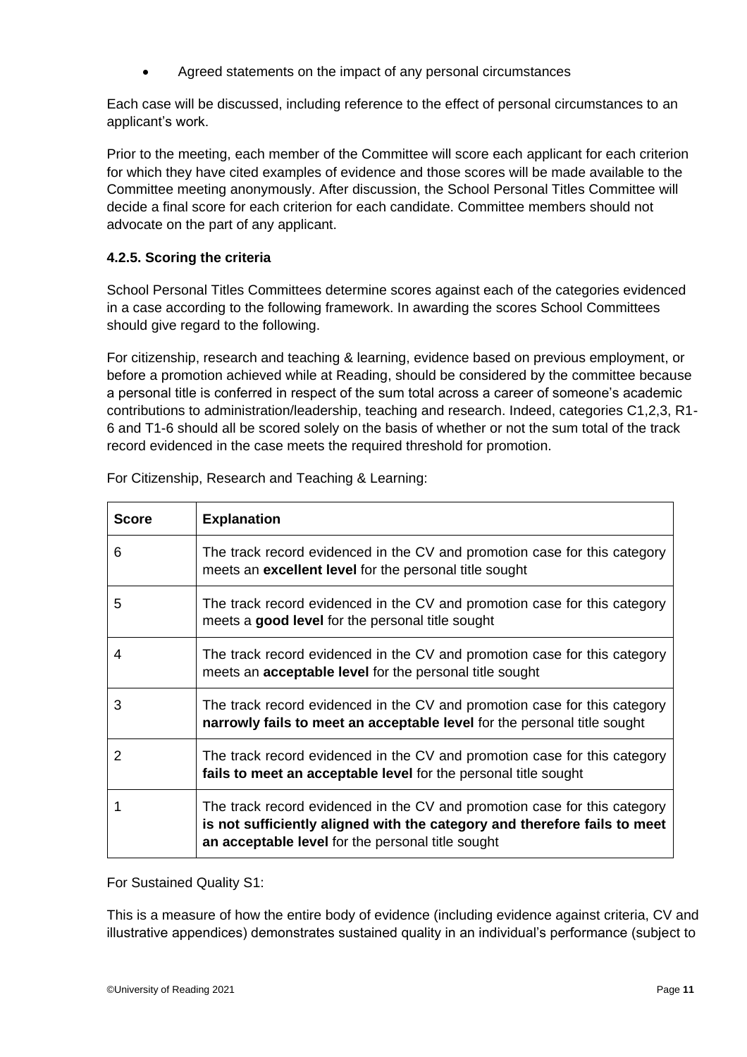- Agreed statements on the impact of any personal circumstances

Each case will be discussed, including reference to the effect of personal circumstances to an applicant's work.

Prior to the meeting, each member of the Committee will score each applicant for each criterion for which they have cited examples of evidence and those scores will be made available to the Committee meeting anonymously. After discussion, the School Personal Titles Committee will decide a final score for each criterion for each candidate. Committee members should not advocate on the part of any applicant.

#### 4.2.5. Scoring the criteria

School Personal Titles Committees determine scores against each of the categories evidenced in a case according to the following framework. In awarding the scores School Committees should give regard to the following.

For citizenship, research and teaching & learning, evidence based on previous employment, or before a promotion achieved while at Reading, should be considered by the committee because a personal title is conferred in respect of the sum total across a career of someone's academic contributions to administration/leadership, teaching and research. Indeed, categories C1,2,3, R1-6 and T1-6 should all be scored solely on the basis of whether or not the sum total of the track record evidenced in the case meets the required threshold for promotion.

For Citizenship, Research and Teaching & Learning:

| Score | Explanation |
|---|---|
| 6 | The track record evidenced in the CV and promotion case for this category meets an **excellent level** for the personal title sought |
| 5 | The track record evidenced in the CV and promotion case for this category meets a **good level** for the personal title sought |
| 4 | The track record evidenced in the CV and promotion case for this category meets an **acceptable level** for the personal title sought |
| 3 | The track record evidenced in the CV and promotion case for this category **narrowly fails to meet an acceptable level** for the personal title sought |
| 2 | The track record evidenced in the CV and promotion case for this category **fails to meet an acceptable level** for the personal title sought |
| 1 | The track record evidenced in the CV and promotion case for this category **is not sufficiently aligned with the category and therefore fails to meet an acceptable level** for the personal title sought |

For Sustained Quality S1:

This is a measure of how the entire body of evidence (including evidence against criteria, CV and illustrative appendices) demonstrates sustained quality in an individual's performance (subject to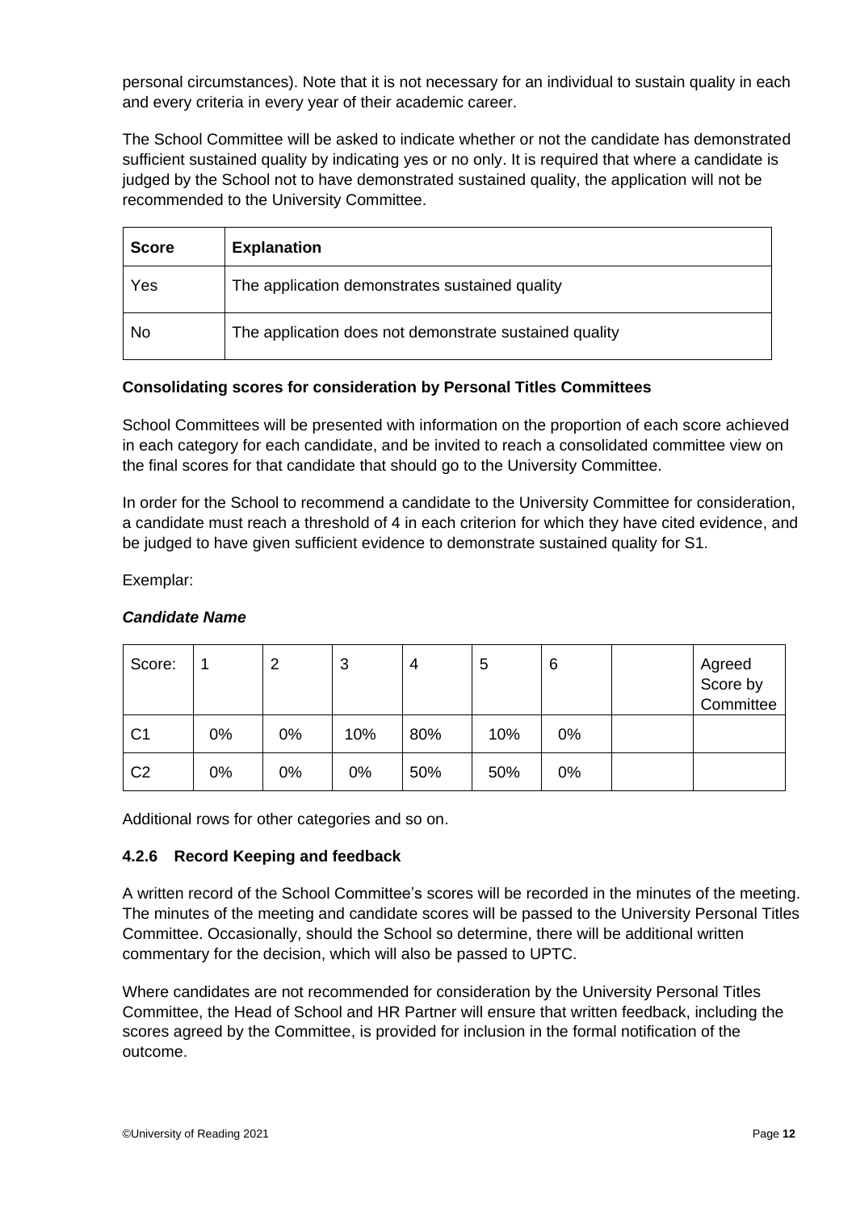personal circumstances). Note that it is not necessary for an individual to sustain quality in each and every criteria in every year of their academic career.

The School Committee will be asked to indicate whether or not the candidate has demonstrated sufficient sustained quality by indicating yes or no only. It is required that where a candidate is judged by the School not to have demonstrated sustained quality, the application will not be recommended to the University Committee.

| Score | Explanation |
|---|---|
| Yes | The application demonstrates sustained quality |
| No | The application does not demonstrate sustained quality |

**Consolidating scores for consideration by Personal Titles Committees**

School Committees will be presented with information on the proportion of each score achieved in each category for each candidate, and be invited to reach a consolidated committee view on the final scores for that candidate that should go to the University Committee.

In order for the School to recommend a candidate to the University Committee for consideration, a candidate must reach a threshold of 4 in each criterion for which they have cited evidence, and be judged to have given sufficient evidence to demonstrate sustained quality for S1.

Exemplar:

***Candidate Name***

| Score: | 1 | 2 | 3 | 4 | 5 | 6 | | Agreed Score by Committee |
|---|---|---|---|---|---|---|---|---|
| C1 | 0% | 0% | 10% | 80% | 10% | 0% | | |
| C2 | 0% | 0% | 0% | 50% | 50% | 0% | | |

Additional rows for other categories and so on.

### 4.2.6 Record Keeping and feedback

A written record of the School Committee's scores will be recorded in the minutes of the meeting. The minutes of the meeting and candidate scores will be passed to the University Personal Titles Committee. Occasionally, should the School so determine, there will be additional written commentary for the decision, which will also be passed to UPTC.

Where candidates are not recommended for consideration by the University Personal Titles Committee, the Head of School and HR Partner will ensure that written feedback, including the scores agreed by the Committee, is provided for inclusion in the formal notification of the outcome.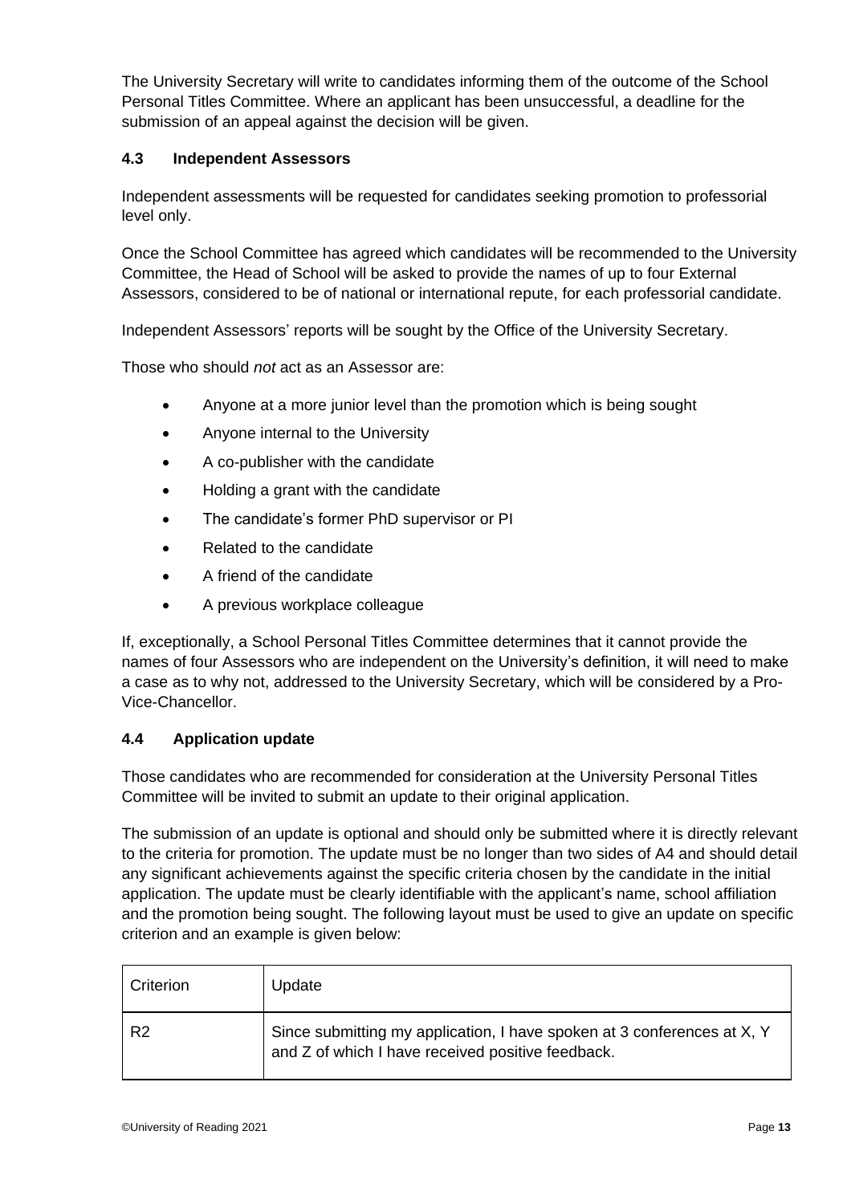The University Secretary will write to candidates informing them of the outcome of the School Personal Titles Committee. Where an applicant has been unsuccessful, a deadline for the submission of an appeal against the decision will be given.

### 4.3 Independent Assessors

Independent assessments will be requested for candidates seeking promotion to professorial level only.

Once the School Committee has agreed which candidates will be recommended to the University Committee, the Head of School will be asked to provide the names of up to four External Assessors, considered to be of national or international repute, for each professorial candidate.

Independent Assessors' reports will be sought by the Office of the University Secretary.

Those who should *not* act as an Assessor are:

- Anyone at a more junior level than the promotion which is being sought
- Anyone internal to the University
- A co-publisher with the candidate
- Holding a grant with the candidate
- The candidate's former PhD supervisor or PI
- Related to the candidate
- A friend of the candidate
- A previous workplace colleague

If, exceptionally, a School Personal Titles Committee determines that it cannot provide the names of four Assessors who are independent on the University's definition, it will need to make a case as to why not, addressed to the University Secretary, which will be considered by a Pro-Vice-Chancellor.

### 4.4 Application update

Those candidates who are recommended for consideration at the University Personal Titles Committee will be invited to submit an update to their original application.

The submission of an update is optional and should only be submitted where it is directly relevant to the criteria for promotion. The update must be no longer than two sides of A4 and should detail any significant achievements against the specific criteria chosen by the candidate in the initial application. The update must be clearly identifiable with the applicant's name, school affiliation and the promotion being sought. The following layout must be used to give an update on specific criterion and an example is given below:

| Criterion | Update |
|---|---|
| R2 | Since submitting my application, I have spoken at 3 conferences at X, Y and Z of which I have received positive feedback. |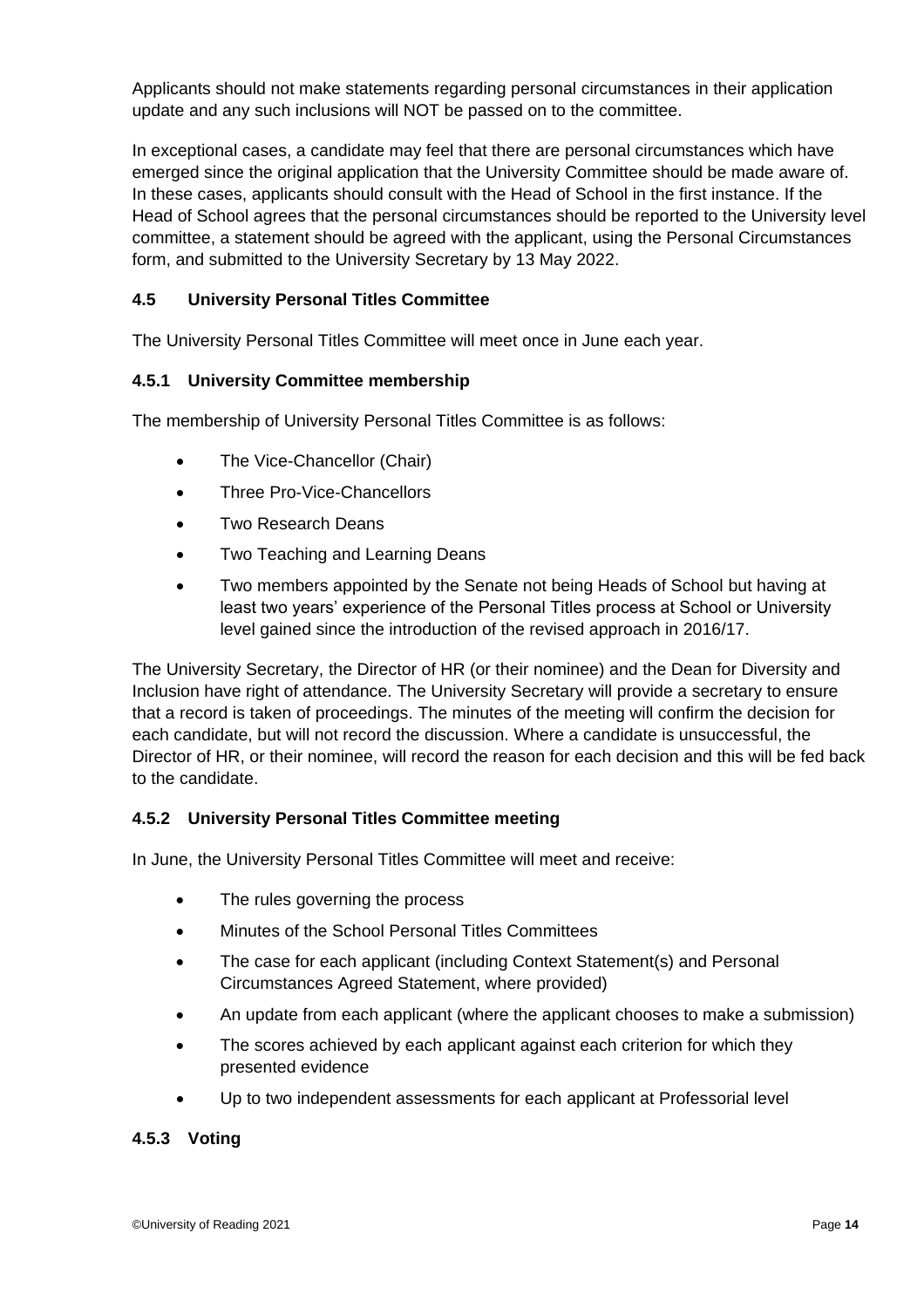Applicants should not make statements regarding personal circumstances in their application update and any such inclusions will NOT be passed on to the committee.

In exceptional cases, a candidate may feel that there are personal circumstances which have emerged since the original application that the University Committee should be made aware of. In these cases, applicants should consult with the Head of School in the first instance. If the Head of School agrees that the personal circumstances should be reported to the University level committee, a statement should be agreed with the applicant, using the Personal Circumstances form, and submitted to the University Secretary by 13 May 2022.

### 4.5 University Personal Titles Committee

The University Personal Titles Committee will meet once in June each year.

#### 4.5.1 University Committee membership

The membership of University Personal Titles Committee is as follows:

- The Vice-Chancellor (Chair)
- Three Pro-Vice-Chancellors
- Two Research Deans
- Two Teaching and Learning Deans
- Two members appointed by the Senate not being Heads of School but having at least two years' experience of the Personal Titles process at School or University level gained since the introduction of the revised approach in 2016/17.

The University Secretary, the Director of HR (or their nominee) and the Dean for Diversity and Inclusion have right of attendance. The University Secretary will provide a secretary to ensure that a record is taken of proceedings. The minutes of the meeting will confirm the decision for each candidate, but will not record the discussion. Where a candidate is unsuccessful, the Director of HR, or their nominee, will record the reason for each decision and this will be fed back to the candidate.

#### 4.5.2 University Personal Titles Committee meeting

In June, the University Personal Titles Committee will meet and receive:

- The rules governing the process
- Minutes of the School Personal Titles Committees
- The case for each applicant (including Context Statement(s) and Personal Circumstances Agreed Statement, where provided)
- An update from each applicant (where the applicant chooses to make a submission)
- The scores achieved by each applicant against each criterion for which they presented evidence
- Up to two independent assessments for each applicant at Professorial level

#### 4.5.3 Voting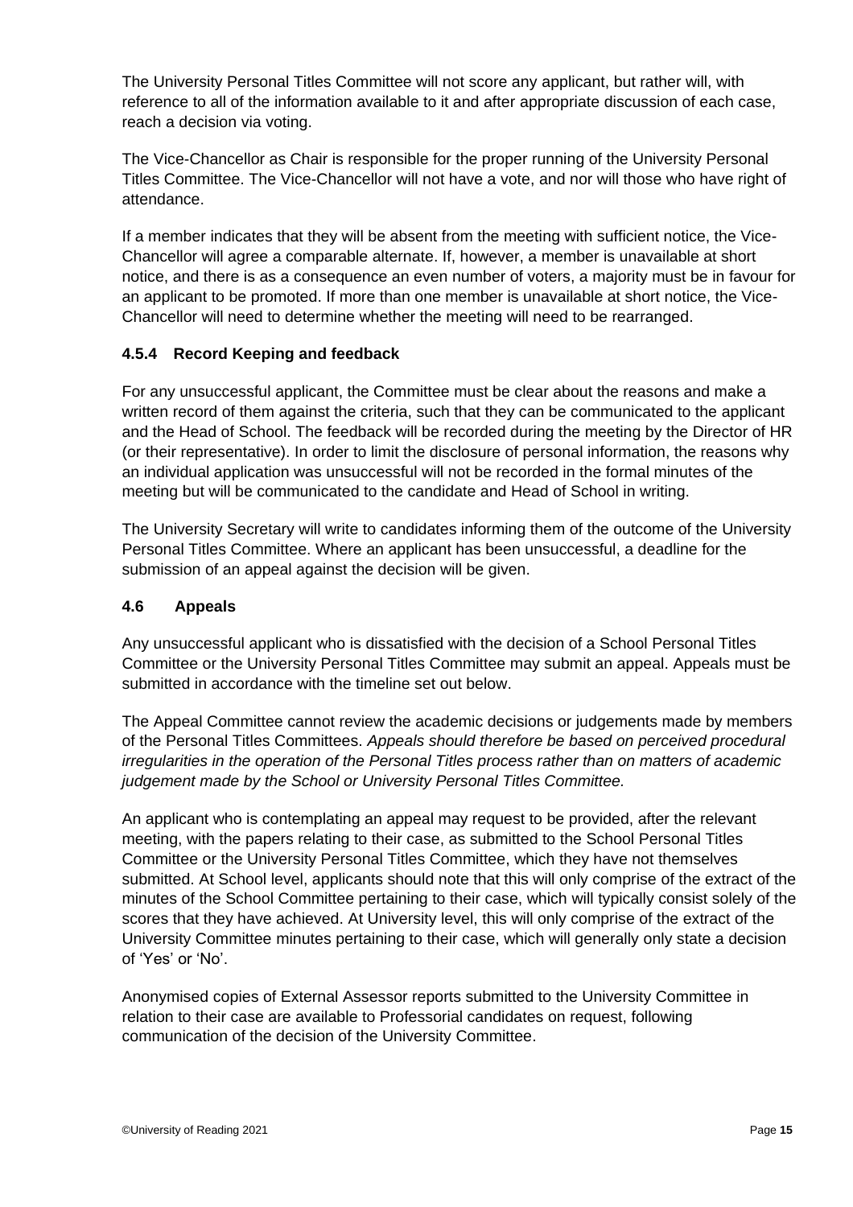The University Personal Titles Committee will not score any applicant, but rather will, with reference to all of the information available to it and after appropriate discussion of each case, reach a decision via voting.

The Vice-Chancellor as Chair is responsible for the proper running of the University Personal Titles Committee. The Vice-Chancellor will not have a vote, and nor will those who have right of attendance.

If a member indicates that they will be absent from the meeting with sufficient notice, the Vice-Chancellor will agree a comparable alternate. If, however, a member is unavailable at short notice, and there is as a consequence an even number of voters, a majority must be in favour for an applicant to be promoted. If more than one member is unavailable at short notice, the Vice-Chancellor will need to determine whether the meeting will need to be rearranged.

#### 4.5.4 Record Keeping and feedback

For any unsuccessful applicant, the Committee must be clear about the reasons and make a written record of them against the criteria, such that they can be communicated to the applicant and the Head of School. The feedback will be recorded during the meeting by the Director of HR (or their representative). In order to limit the disclosure of personal information, the reasons why an individual application was unsuccessful will not be recorded in the formal minutes of the meeting but will be communicated to the candidate and Head of School in writing.

The University Secretary will write to candidates informing them of the outcome of the University Personal Titles Committee. Where an applicant has been unsuccessful, a deadline for the submission of an appeal against the decision will be given.

### 4.6 Appeals

Any unsuccessful applicant who is dissatisfied with the decision of a School Personal Titles Committee or the University Personal Titles Committee may submit an appeal. Appeals must be submitted in accordance with the timeline set out below.

The Appeal Committee cannot review the academic decisions or judgements made by members of the Personal Titles Committees. *Appeals should therefore be based on perceived procedural irregularities in the operation of the Personal Titles process rather than on matters of academic judgement made by the School or University Personal Titles Committee.*

An applicant who is contemplating an appeal may request to be provided, after the relevant meeting, with the papers relating to their case, as submitted to the School Personal Titles Committee or the University Personal Titles Committee, which they have not themselves submitted. At School level, applicants should note that this will only comprise of the extract of the minutes of the School Committee pertaining to their case, which will typically consist solely of the scores that they have achieved. At University level, this will only comprise of the extract of the University Committee minutes pertaining to their case, which will generally only state a decision of 'Yes' or 'No'.

Anonymised copies of External Assessor reports submitted to the University Committee in relation to their case are available to Professorial candidates on request, following communication of the decision of the University Committee.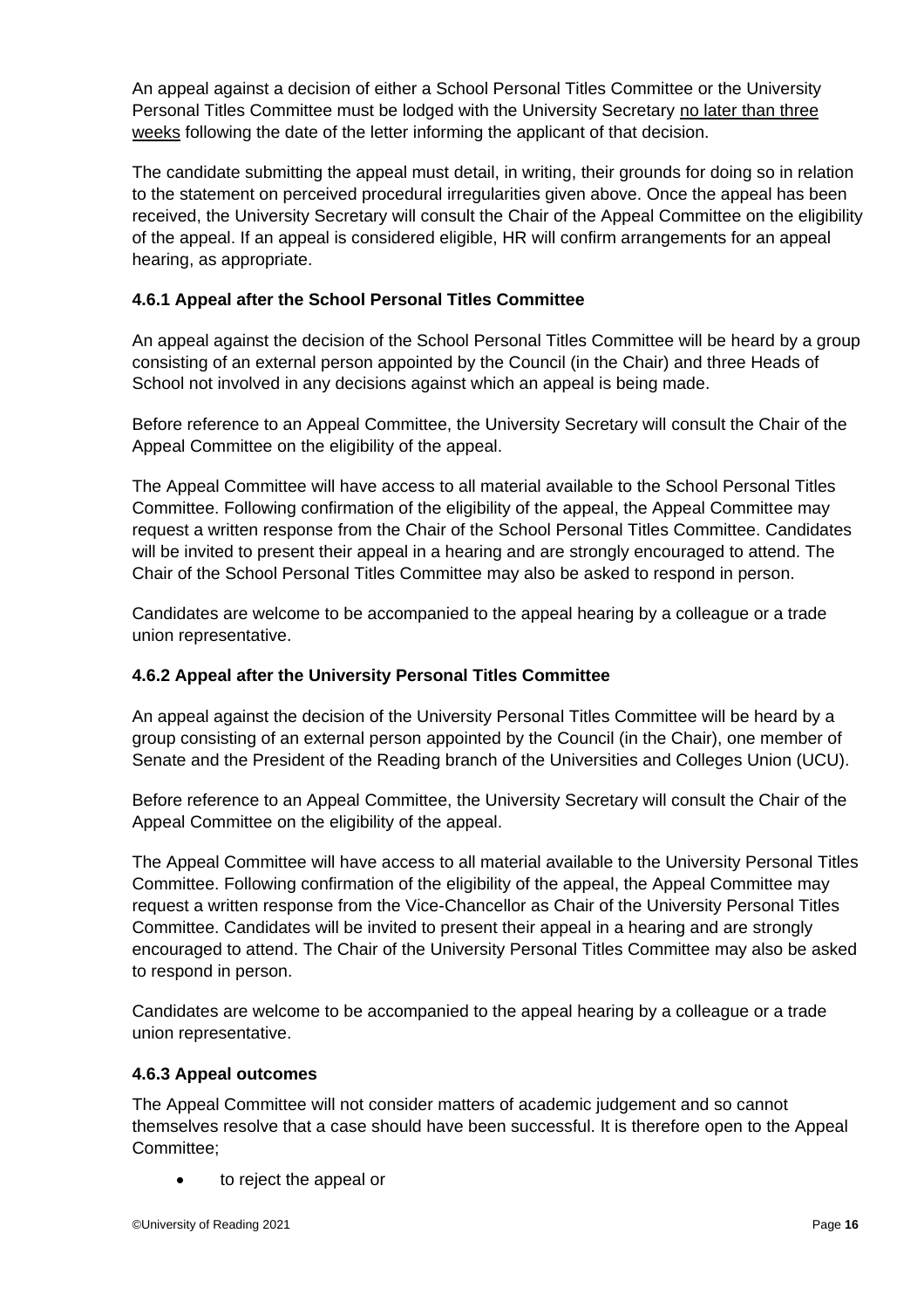An appeal against a decision of either a School Personal Titles Committee or the University Personal Titles Committee must be lodged with the University Secretary <u>no later than three weeks</u> following the date of the letter informing the applicant of that decision.

The candidate submitting the appeal must detail, in writing, their grounds for doing so in relation to the statement on perceived procedural irregularities given above. Once the appeal has been received, the University Secretary will consult the Chair of the Appeal Committee on the eligibility of the appeal. If an appeal is considered eligible, HR will confirm arrangements for an appeal hearing, as appropriate.

### 4.6.1 Appeal after the School Personal Titles Committee

An appeal against the decision of the School Personal Titles Committee will be heard by a group consisting of an external person appointed by the Council (in the Chair) and three Heads of School not involved in any decisions against which an appeal is being made.

Before reference to an Appeal Committee, the University Secretary will consult the Chair of the Appeal Committee on the eligibility of the appeal.

The Appeal Committee will have access to all material available to the School Personal Titles Committee. Following confirmation of the eligibility of the appeal, the Appeal Committee may request a written response from the Chair of the School Personal Titles Committee. Candidates will be invited to present their appeal in a hearing and are strongly encouraged to attend. The Chair of the School Personal Titles Committee may also be asked to respond in person.

Candidates are welcome to be accompanied to the appeal hearing by a colleague or a trade union representative.

### 4.6.2 Appeal after the University Personal Titles Committee

An appeal against the decision of the University Personal Titles Committee will be heard by a group consisting of an external person appointed by the Council (in the Chair), one member of Senate and the President of the Reading branch of the Universities and Colleges Union (UCU).

Before reference to an Appeal Committee, the University Secretary will consult the Chair of the Appeal Committee on the eligibility of the appeal.

The Appeal Committee will have access to all material available to the University Personal Titles Committee. Following confirmation of the eligibility of the appeal, the Appeal Committee may request a written response from the Vice-Chancellor as Chair of the University Personal Titles Committee. Candidates will be invited to present their appeal in a hearing and are strongly encouraged to attend. The Chair of the University Personal Titles Committee may also be asked to respond in person.

Candidates are welcome to be accompanied to the appeal hearing by a colleague or a trade union representative.

### 4.6.3 Appeal outcomes

The Appeal Committee will not consider matters of academic judgement and so cannot themselves resolve that a case should have been successful. It is therefore open to the Appeal Committee;

- to reject the appeal or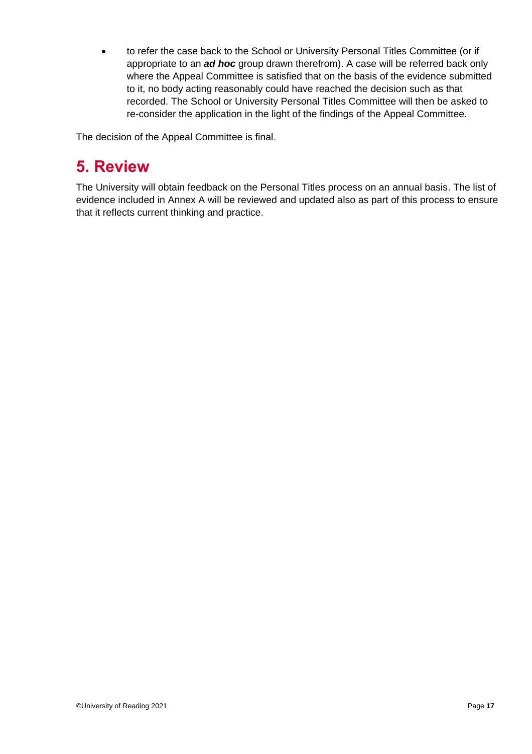- to refer the case back to the School or University Personal Titles Committee (or if appropriate to an ***ad hoc*** group drawn therefrom). A case will be referred back only where the Appeal Committee is satisfied that on the basis of the evidence submitted to it, no body acting reasonably could have reached the decision such as that recorded. The School or University Personal Titles Committee will then be asked to re-consider the application in the light of the findings of the Appeal Committee.

The decision of the Appeal Committee is final.

# 5. Review

The University will obtain feedback on the Personal Titles process on an annual basis. The list of evidence included in Annex A will be reviewed and updated also as part of this process to ensure that it reflects current thinking and practice.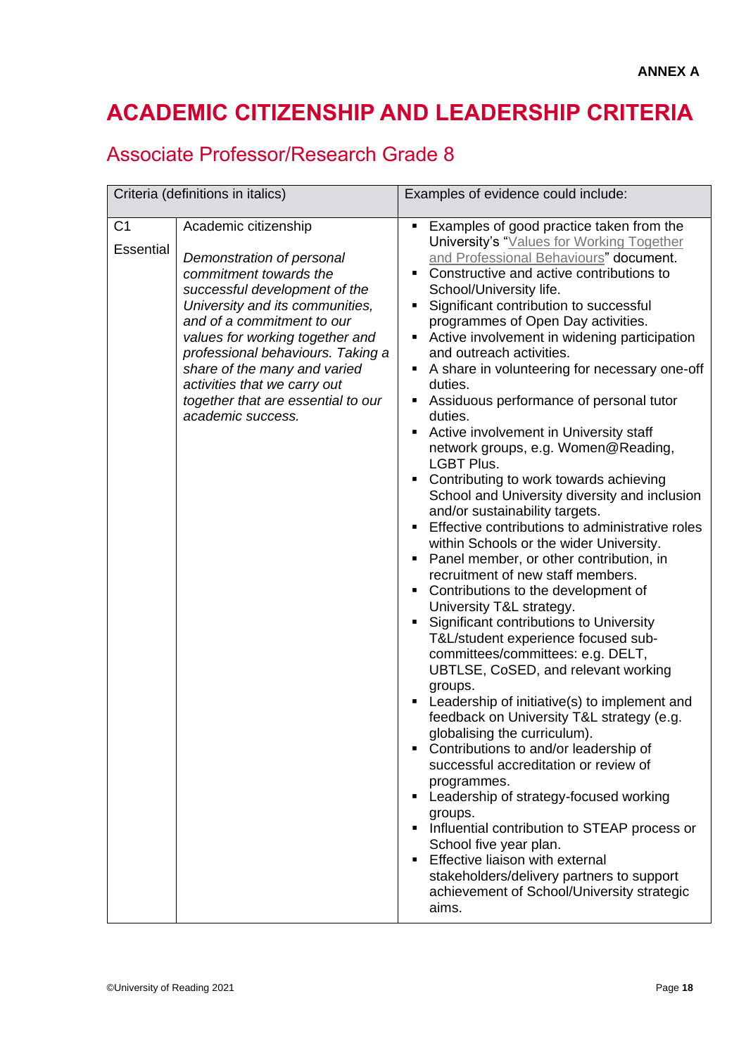**ANNEX A**

# ACADEMIC CITIZENSHIP AND LEADERSHIP CRITERIA

## Associate Professor/Research Grade 8

| Criteria (definitions in italics) | | Examples of evidence could include: |
|---|---|---|
| C1<br>Essential | Academic citizenship<br><br>*Demonstration of personal commitment towards the successful development of the University and its communities, and of a commitment to our values for working together and professional behaviours. Taking a share of the many and varied activities that we carry out together that are essential to our academic success.* | ▪ Examples of good practice taken from the University's "Values for Working Together and Professional Behaviours" document.<br>▪ Constructive and active contributions to School/University life.<br>▪ Significant contribution to successful programmes of Open Day activities.<br>▪ Active involvement in widening participation and outreach activities.<br>▪ A share in volunteering for necessary one-off duties.<br>▪ Assiduous performance of personal tutor duties.<br>▪ Active involvement in University staff network groups, e.g. Women@Reading, LGBT Plus.<br>▪ Contributing to work towards achieving School and University diversity and inclusion and/or sustainability targets.<br>▪ Effective contributions to administrative roles within Schools or the wider University.<br>▪ Panel member, or other contribution, in recruitment of new staff members.<br>▪ Contributions to the development of University T&L strategy.<br>▪ Significant contributions to University T&L/student experience focused sub-committees/committees: e.g. DELT, UBTLSE, CoSED, and relevant working groups.<br>▪ Leadership of initiative(s) to implement and feedback on University T&L strategy (e.g. globalising the curriculum).<br>▪ Contributions to and/or leadership of successful accreditation or review of programmes.<br>▪ Leadership of strategy-focused working groups.<br>▪ Influential contribution to STEAP process or School five year plan.<br>▪ Effective liaison with external stakeholders/delivery partners to support achievement of School/University strategic aims. |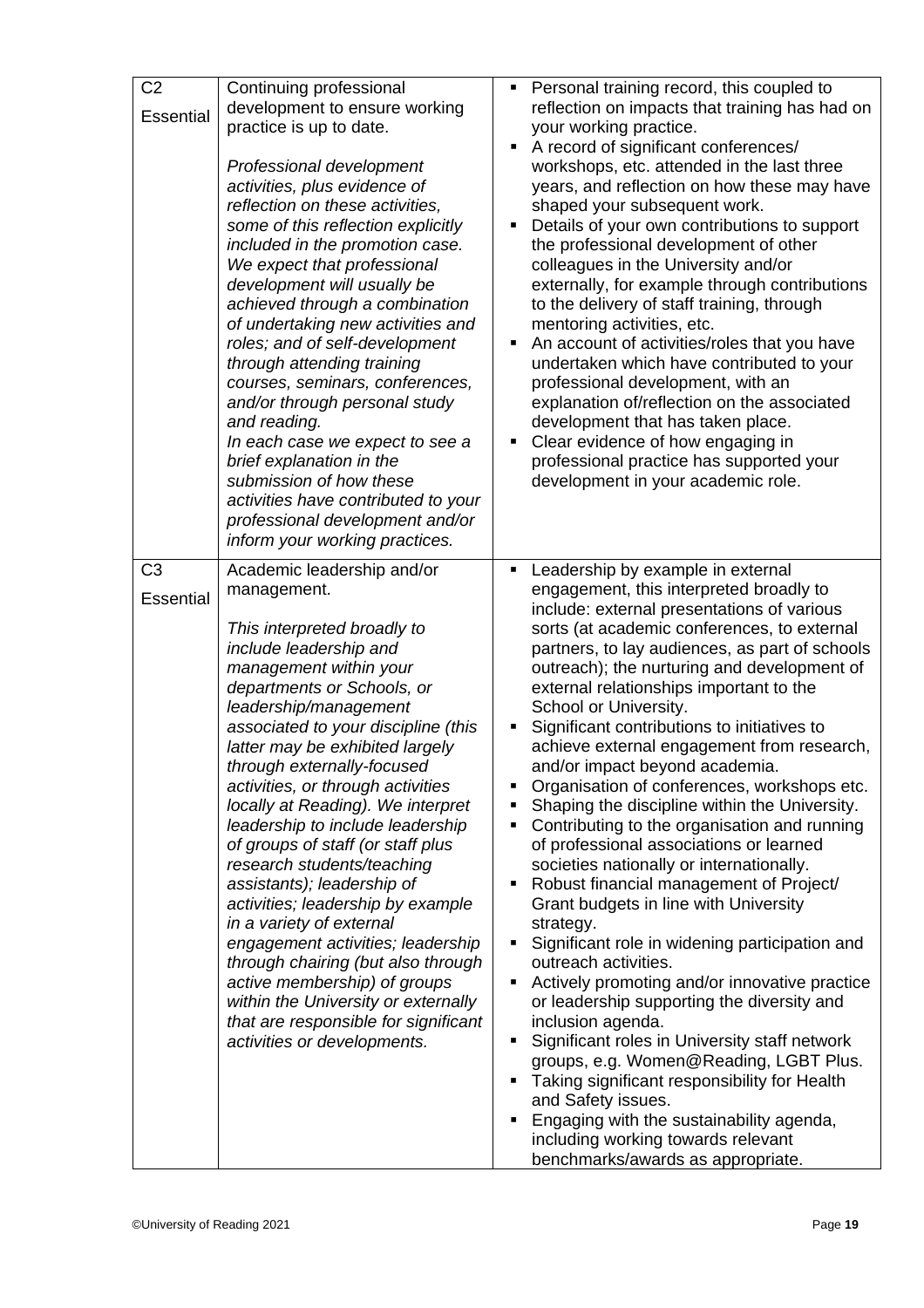| | | |
|---|---|---|
| C2<br>Essential | Continuing professional development to ensure working practice is up to date.<br><br>*Professional development activities, plus evidence of reflection on these activities, some of this reflection explicitly included in the promotion case. We expect that professional development will usually be achieved through a combination of undertaking new activities and roles; and of self-development through attending training courses, seminars, conferences, and/or through personal study and reading.*<br>*In each case we expect to see a brief explanation in the submission of how these activities have contributed to your professional development and/or inform your working practices.* | ▪ Personal training record, this coupled to reflection on impacts that training has had on your working practice.<br>▪ A record of significant conferences/ workshops, etc. attended in the last three years, and reflection on how these may have shaped your subsequent work.<br>▪ Details of your own contributions to support the professional development of other colleagues in the University and/or externally, for example through contributions to the delivery of staff training, through mentoring activities, etc.<br>▪ An account of activities/roles that you have undertaken which have contributed to your professional development, with an explanation of/reflection on the associated development that has taken place.<br>▪ Clear evidence of how engaging in professional practice has supported your development in your academic role. |
| C3<br>Essential | Academic leadership and/or management.<br><br>*This interpreted broadly to include leadership and management within your departments or Schools, or leadership/management associated to your discipline (this latter may be exhibited largely through externally-focused activities, or through activities locally at Reading). We interpret leadership to include leadership of groups of staff (or staff plus research students/teaching assistants); leadership of activities; leadership by example in a variety of external engagement activities; leadership through chairing (but also through active membership) of groups within the University or externally that are responsible for significant activities or developments.* | ▪ Leadership by example in external engagement, this interpreted broadly to include: external presentations of various sorts (at academic conferences, to external partners, to lay audiences, as part of schools outreach); the nurturing and development of external relationships important to the School or University.<br>▪ Significant contributions to initiatives to achieve external engagement from research, and/or impact beyond academia.<br>▪ Organisation of conferences, workshops etc.<br>▪ Shaping the discipline within the University.<br>▪ Contributing to the organisation and running of professional associations or learned societies nationally or internationally.<br>▪ Robust financial management of Project/ Grant budgets in line with University strategy.<br>▪ Significant role in widening participation and outreach activities.<br>▪ Actively promoting and/or innovative practice or leadership supporting the diversity and inclusion agenda.<br>▪ Significant roles in University staff network groups, e.g. Women@Reading, LGBT Plus.<br>▪ Taking significant responsibility for Health and Safety issues.<br>▪ Engaging with the sustainability agenda, including working towards relevant benchmarks/awards as appropriate. |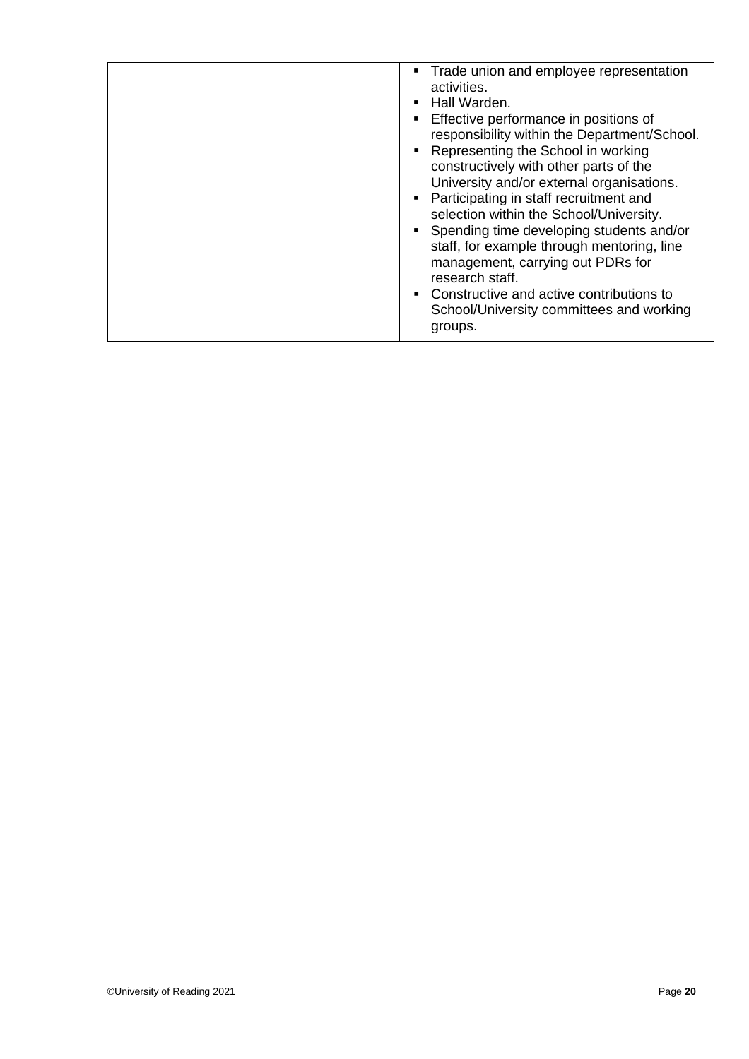| | | |
|---|---|---|
| | | ▪ Trade union and employee representation activities.<br>▪ Hall Warden.<br>▪ Effective performance in positions of responsibility within the Department/School.<br>▪ Representing the School in working constructively with other parts of the University and/or external organisations.<br>▪ Participating in staff recruitment and selection within the School/University.<br>▪ Spending time developing students and/or staff, for example through mentoring, line management, carrying out PDRs for research staff.<br>▪ Constructive and active contributions to School/University committees and working groups. |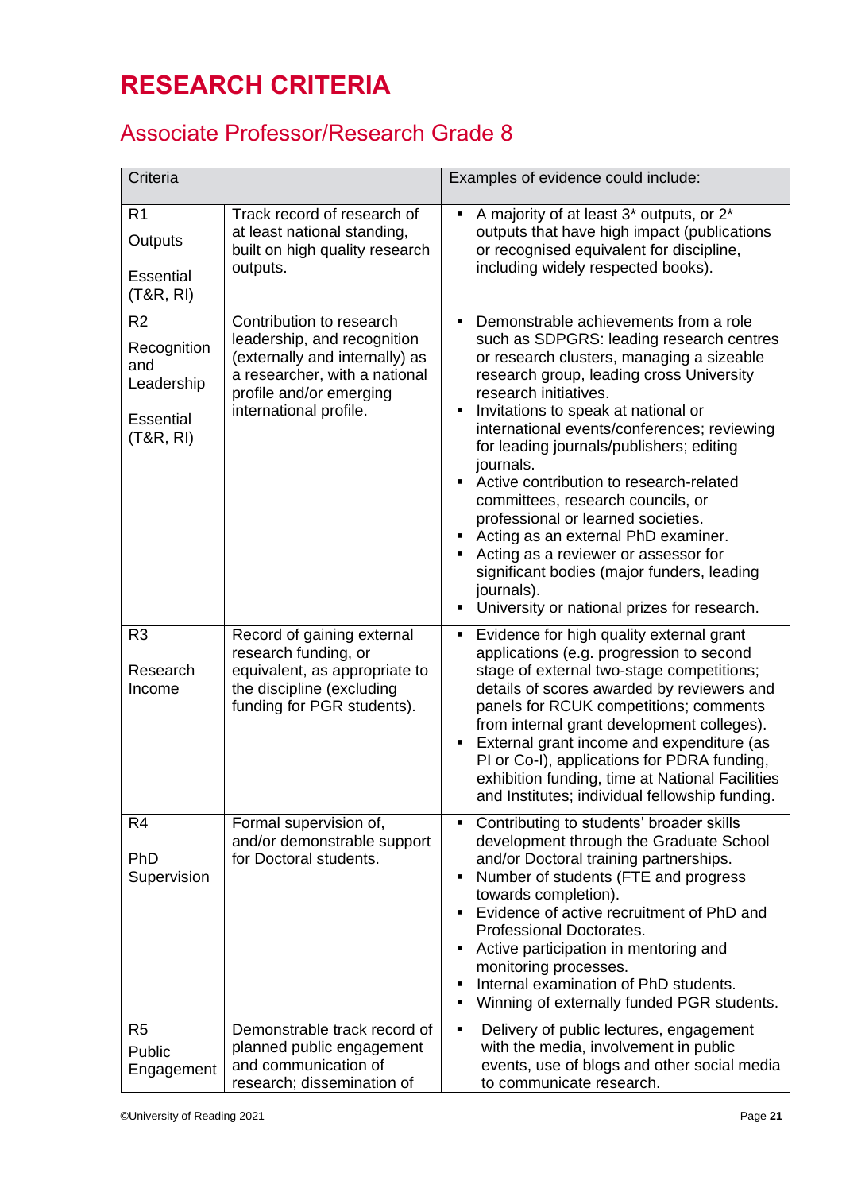# RESEARCH CRITERIA

## Associate Professor/Research Grade 8

| Criteria | | Examples of evidence could include: |
|---|---|---|
| R1<br>Outputs<br><br>Essential (T&R, RI) | Track record of research of at least national standing, built on high quality research outputs. | ▪ A majority of at least 3* outputs, or 2* outputs that have high impact (publications or recognised equivalent for discipline, including widely respected books). |
| R2<br>Recognition and Leadership<br><br>Essential (T&R, RI) | Contribution to research leadership, and recognition (externally and internally) as a researcher, with a national profile and/or emerging international profile. | ▪ Demonstrable achievements from a role such as SDPGRS: leading research centres or research clusters, managing a sizeable research group, leading cross University research initiatives.<br>▪ Invitations to speak at national or international events/conferences; reviewing for leading journals/publishers; editing journals.<br>▪ Active contribution to research-related committees, research councils, or professional or learned societies.<br>▪ Acting as an external PhD examiner.<br>▪ Acting as a reviewer or assessor for significant bodies (major funders, leading journals).<br>▪ University or national prizes for research. |
| R3<br>Research Income | Record of gaining external research funding, or equivalent, as appropriate to the discipline (excluding funding for PGR students). | ▪ Evidence for high quality external grant applications (e.g. progression to second stage of external two-stage competitions; details of scores awarded by reviewers and panels for RCUK competitions; comments from internal grant development colleges).<br>▪ External grant income and expenditure (as PI or Co-I), applications for PDRA funding, exhibition funding, time at National Facilities and Institutes; individual fellowship funding. |
| R4<br>PhD Supervision | Formal supervision of, and/or demonstrable support for Doctoral students. | ▪ Contributing to students' broader skills development through the Graduate School and/or Doctoral training partnerships.<br>▪ Number of students (FTE and progress towards completion).<br>▪ Evidence of active recruitment of PhD and Professional Doctorates.<br>▪ Active participation in mentoring and monitoring processes.<br>▪ Internal examination of PhD students.<br>▪ Winning of externally funded PGR students. |
| R5<br>Public Engagement | Demonstrable track record of planned public engagement and communication of research; dissemination of | ▪ Delivery of public lectures, engagement with the media, involvement in public events, use of blogs and other social media to communicate research. |

©University of Reading 2021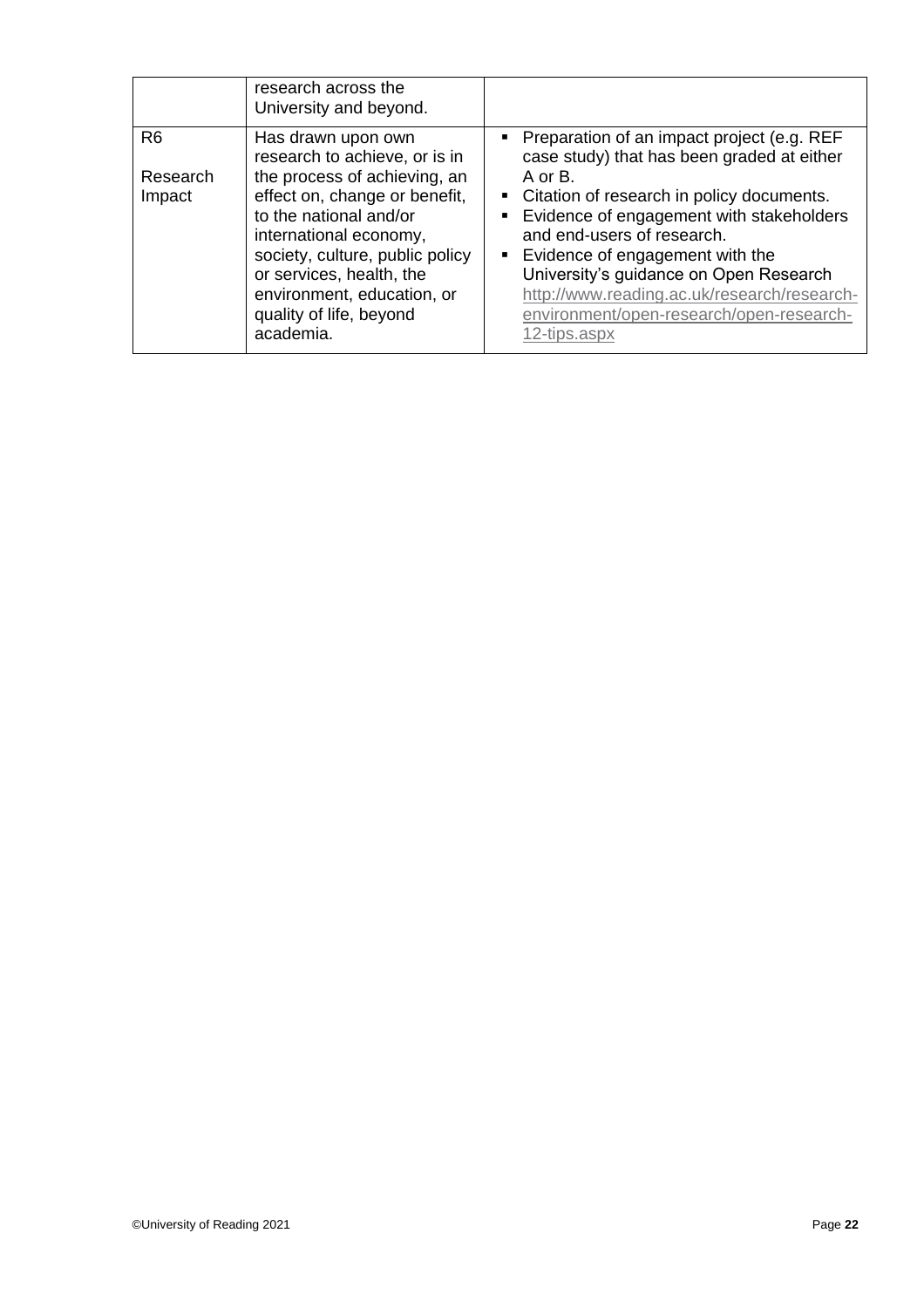| | | |
|---|---|---|
| | research across the University and beyond. | |
| R6<br><br>Research Impact | Has drawn upon own research to achieve, or is in the process of achieving, an effect on, change or benefit, to the national and/or international economy, society, culture, public policy or services, health, the environment, education, or quality of life, beyond academia. | ▪ Preparation of an impact project (e.g. REF case study) that has been graded at either A or B.<br>▪ Citation of research in policy documents.<br>▪ Evidence of engagement with stakeholders and end-users of research.<br>▪ Evidence of engagement with the University's guidance on Open Research http://www.reading.ac.uk/research/research-environment/open-research/open-research-12-tips.aspx |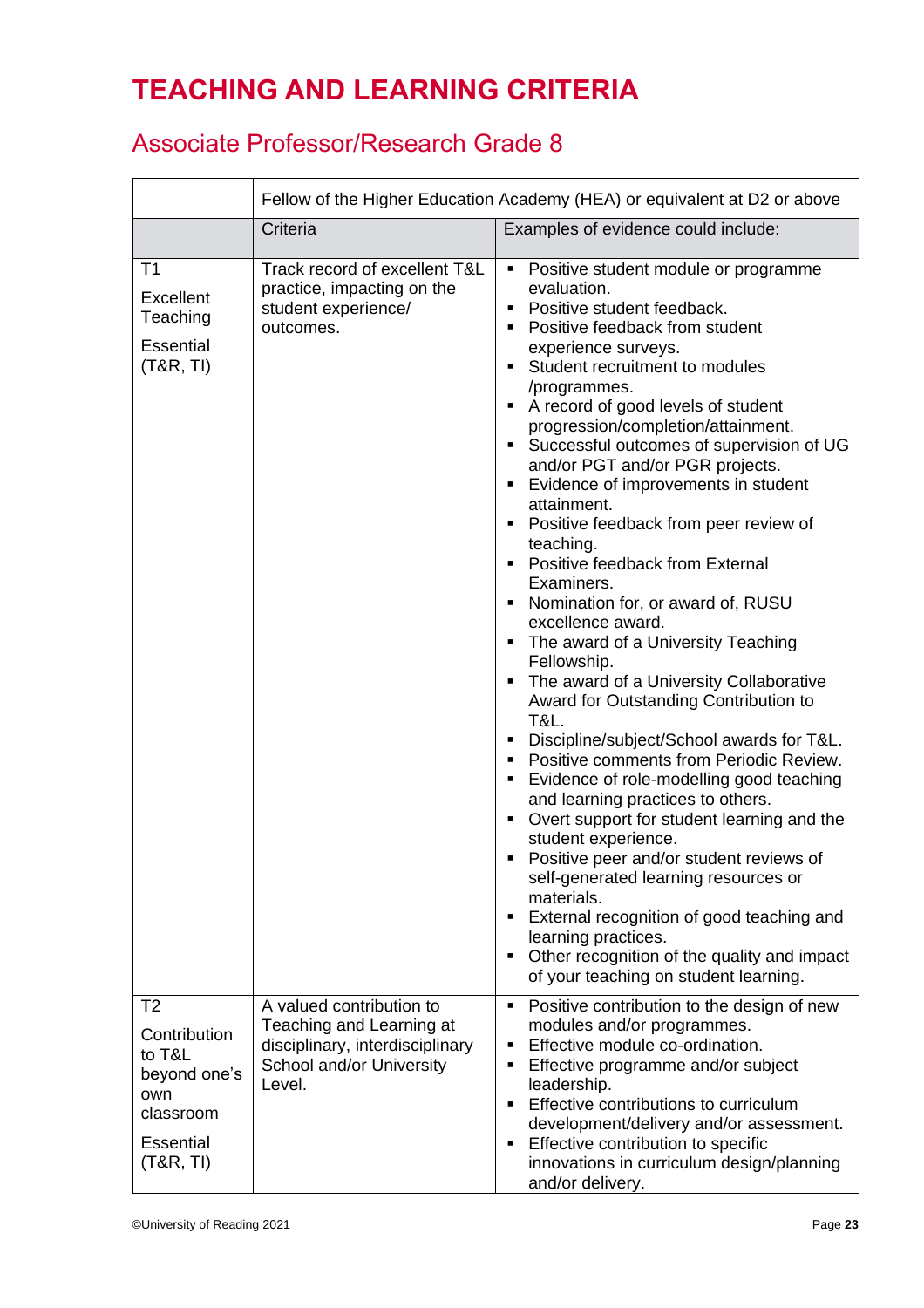# TEACHING AND LEARNING CRITERIA

## Associate Professor/Research Grade 8

| | Fellow of the Higher Education Academy (HEA) or equivalent at D2 or above | |
|---|---|---|
| | **Criteria** | **Examples of evidence could include:** |
| T1<br><br>Excellent Teaching<br><br>Essential (T&R, TI) | Track record of excellent T&L practice, impacting on the student experience/ outcomes. | ▪ Positive student module or programme evaluation.<br>▪ Positive student feedback.<br>▪ Positive feedback from student experience surveys.<br>▪ Student recruitment to modules /programmes.<br>▪ A record of good levels of student progression/completion/attainment.<br>▪ Successful outcomes of supervision of UG and/or PGT and/or PGR projects.<br>▪ Evidence of improvements in student attainment.<br>▪ Positive feedback from peer review of teaching.<br>▪ Positive feedback from External Examiners.<br>▪ Nomination for, or award of, RUSU excellence award.<br>▪ The award of a University Teaching Fellowship.<br>▪ The award of a University Collaborative Award for Outstanding Contribution to T&L.<br>▪ Discipline/subject/School awards for T&L.<br>▪ Positive comments from Periodic Review.<br>▪ Evidence of role-modelling good teaching and learning practices to others.<br>▪ Overt support for student learning and the student experience.<br>▪ Positive peer and/or student reviews of self-generated learning resources or materials.<br>▪ External recognition of good teaching and learning practices.<br>▪ Other recognition of the quality and impact of your teaching on student learning. |
| T2<br><br>Contribution to T&L beyond one's own classroom<br><br>Essential (T&R, TI) | A valued contribution to Teaching and Learning at disciplinary, interdisciplinary School and/or University Level. | ▪ Positive contribution to the design of new modules and/or programmes.<br>▪ Effective module co-ordination.<br>▪ Effective programme and/or subject leadership.<br>▪ Effective contributions to curriculum development/delivery and/or assessment.<br>▪ Effective contribution to specific innovations in curriculum design/planning and/or delivery. |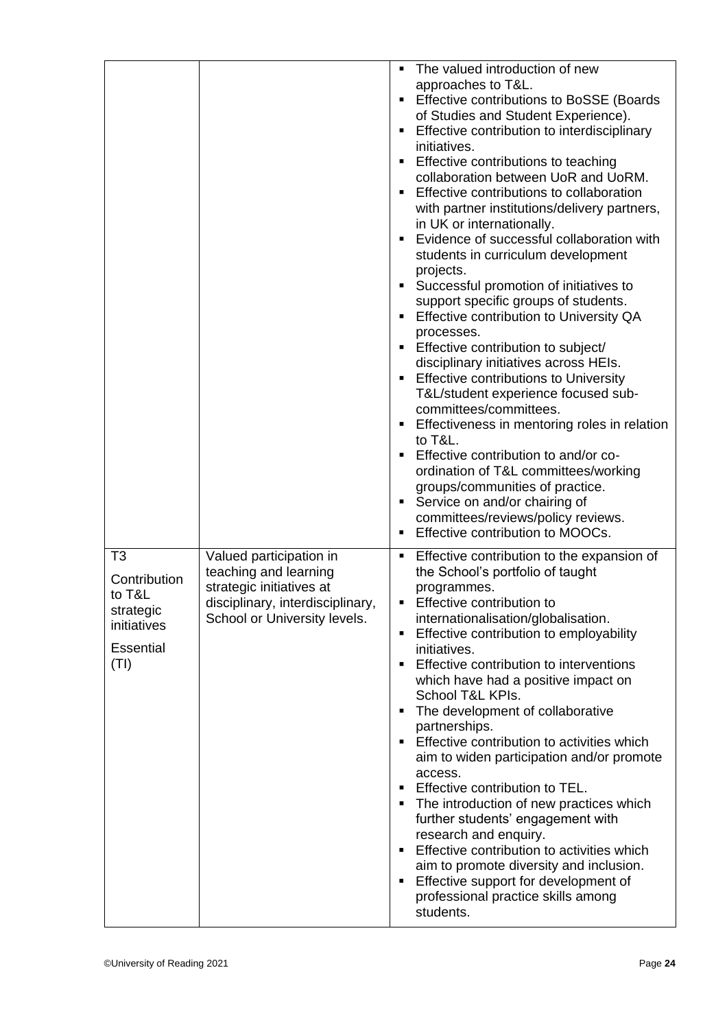| | | |
|---|---|---|
| | | ▪ The valued introduction of new approaches to T&L.<br>▪ Effective contributions to BoSSE (Boards of Studies and Student Experience).<br>▪ Effective contribution to interdisciplinary initiatives.<br>▪ Effective contributions to teaching collaboration between UoR and UoRM.<br>▪ Effective contributions to collaboration with partner institutions/delivery partners, in UK or internationally.<br>▪ Evidence of successful collaboration with students in curriculum development projects.<br>▪ Successful promotion of initiatives to support specific groups of students.<br>▪ Effective contribution to University QA processes.<br>▪ Effective contribution to subject/ disciplinary initiatives across HEIs.<br>▪ Effective contributions to University T&L/student experience focused sub-committees/committees.<br>▪ Effectiveness in mentoring roles in relation to T&L.<br>▪ Effective contribution to and/or co-ordination of T&L committees/working groups/communities of practice.<br>▪ Service on and/or chairing of committees/reviews/policy reviews.<br>▪ Effective contribution to MOOCs. |
| T3<br><br>Contribution to T&L strategic initiatives<br><br>Essential (TI) | Valued participation in teaching and learning strategic initiatives at disciplinary, interdisciplinary, School or University levels. | ▪ Effective contribution to the expansion of the School's portfolio of taught programmes.<br>▪ Effective contribution to internationalisation/globalisation.<br>▪ Effective contribution to employability initiatives.<br>▪ Effective contribution to interventions which have had a positive impact on School T&L KPIs.<br>▪ The development of collaborative partnerships.<br>▪ Effective contribution to activities which aim to widen participation and/or promote access.<br>▪ Effective contribution to TEL.<br>▪ The introduction of new practices which further students' engagement with research and enquiry.<br>▪ Effective contribution to activities which aim to promote diversity and inclusion.<br>▪ Effective support for development of professional practice skills among students. |

©University of Reading 2021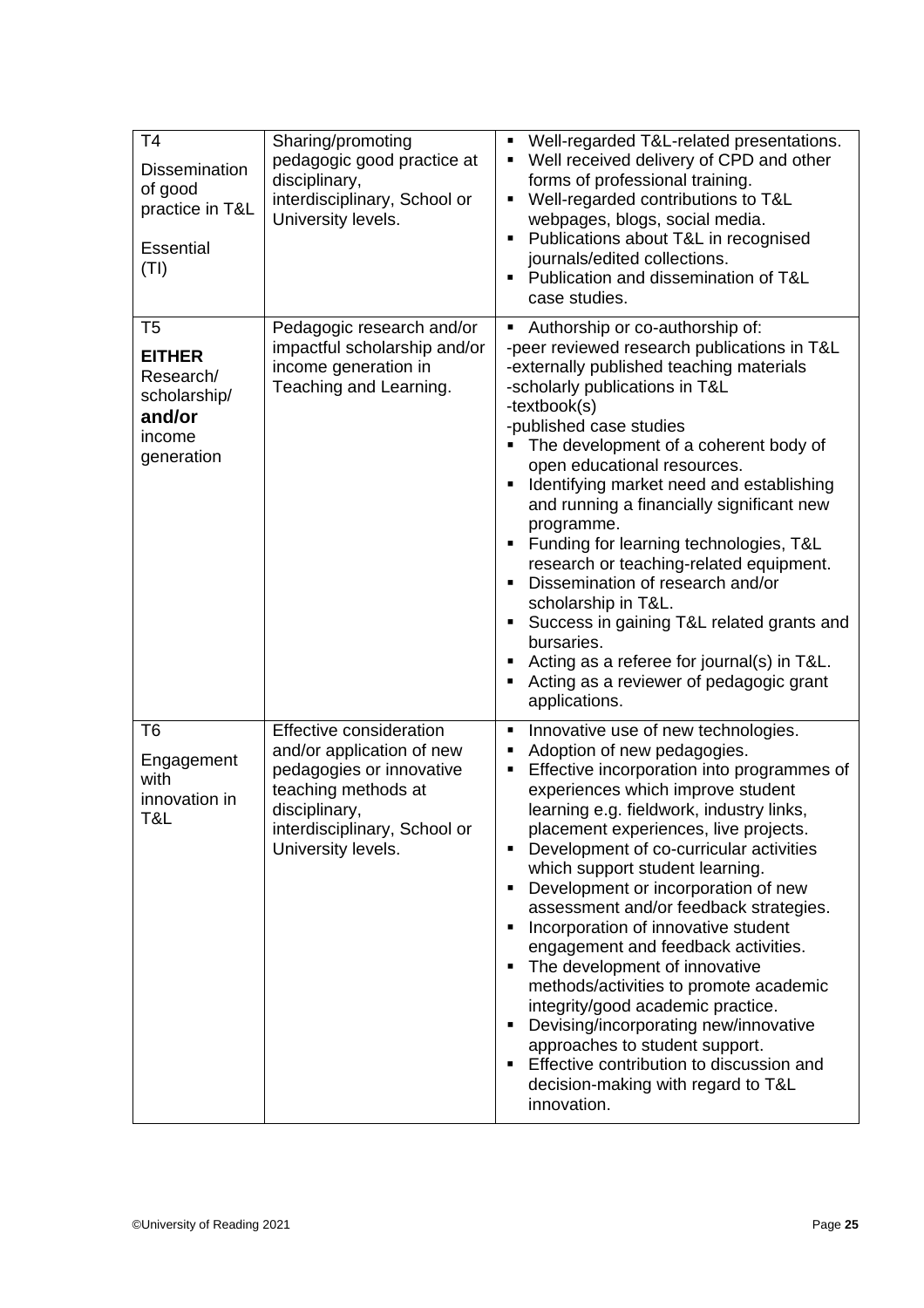| | | |
|---|---|---|
| T4<br>Dissemination of good practice in T&L<br><br>Essential (TI) | Sharing/promoting pedagogic good practice at disciplinary, interdisciplinary, School or University levels. | ▪ Well-regarded T&L-related presentations.<br>▪ Well received delivery of CPD and other forms of professional training.<br>▪ Well-regarded contributions to T&L webpages, blogs, social media.<br>▪ Publications about T&L in recognised journals/edited collections.<br>▪ Publication and dissemination of T&L case studies. |
| T5<br>**EITHER** Research/ scholarship/ **and/or** income generation | Pedagogic research and/or impactful scholarship and/or income generation in Teaching and Learning. | ▪ Authorship or co-authorship of:<br>-peer reviewed research publications in T&L<br>-externally published teaching materials<br>-scholarly publications in T&L<br>-textbook(s)<br>-published case studies<br>▪ The development of a coherent body of open educational resources.<br>▪ Identifying market need and establishing and running a financially significant new programme.<br>▪ Funding for learning technologies, T&L research or teaching-related equipment.<br>▪ Dissemination of research and/or scholarship in T&L.<br>▪ Success in gaining T&L related grants and bursaries.<br>▪ Acting as a referee for journal(s) in T&L.<br>▪ Acting as a reviewer of pedagogic grant applications. |
| T6<br>Engagement with innovation in T&L | Effective consideration and/or application of new pedagogies or innovative teaching methods at disciplinary, interdisciplinary, School or University levels. | ▪ Innovative use of new technologies.<br>▪ Adoption of new pedagogies.<br>▪ Effective incorporation into programmes of experiences which improve student learning e.g. fieldwork, industry links, placement experiences, live projects.<br>▪ Development of co-curricular activities which support student learning.<br>▪ Development or incorporation of new assessment and/or feedback strategies.<br>▪ Incorporation of innovative student engagement and feedback activities.<br>▪ The development of innovative methods/activities to promote academic integrity/good academic practice.<br>▪ Devising/incorporating new/innovative approaches to student support.<br>▪ Effective contribution to discussion and decision-making with regard to T&L innovation. |

©University of Reading 2021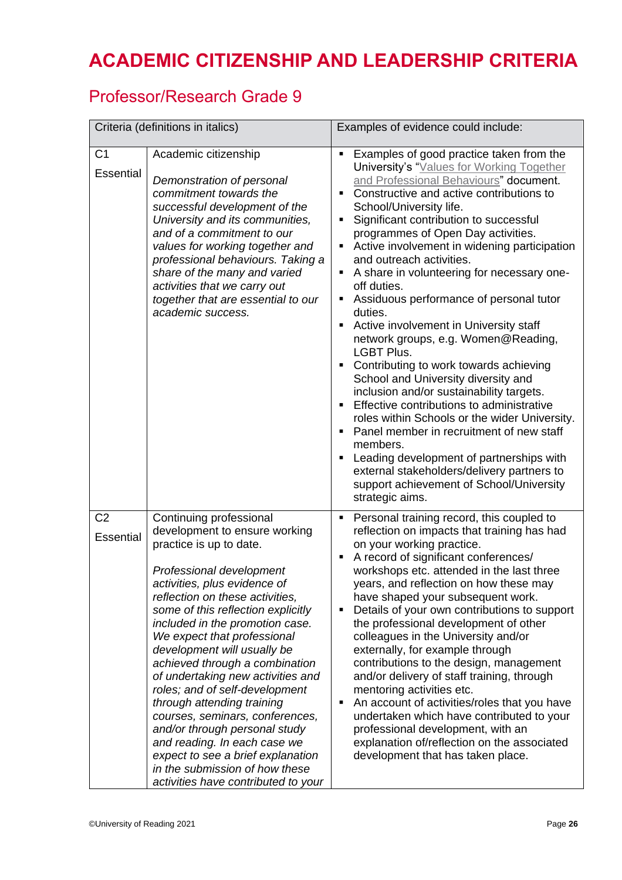# ACADEMIC CITIZENSHIP AND LEADERSHIP CRITERIA

## Professor/Research Grade 9

| Criteria (definitions in italics) | | Examples of evidence could include: |
|---|---|---|
| C1<br><br>Essential | Academic citizenship<br><br>*Demonstration of personal commitment towards the successful development of the University and its communities, and of a commitment to our values for working together and professional behaviours. Taking a share of the many and varied activities that we carry out together that are essential to our academic success.* | ▪ Examples of good practice taken from the University's "Values for Working Together and Professional Behaviours" document.<br>▪ Constructive and active contributions to School/University life.<br>▪ Significant contribution to successful programmes of Open Day activities.<br>▪ Active involvement in widening participation and outreach activities.<br>▪ A share in volunteering for necessary one-off duties.<br>▪ Assiduous performance of personal tutor duties.<br>▪ Active involvement in University staff network groups, e.g. Women@Reading, LGBT Plus.<br>▪ Contributing to work towards achieving School and University diversity and inclusion and/or sustainability targets.<br>▪ Effective contributions to administrative roles within Schools or the wider University.<br>▪ Panel member in recruitment of new staff members.<br>▪ Leading development of partnerships with external stakeholders/delivery partners to support achievement of School/University strategic aims. |
| C2<br><br>Essential | Continuing professional development to ensure working practice is up to date.<br><br>*Professional development activities, plus evidence of reflection on these activities, some of this reflection explicitly included in the promotion case. We expect that professional development will usually be achieved through a combination of undertaking new activities and roles; and of self-development through attending training courses, seminars, conferences, and/or through personal study and reading. In each case we expect to see a brief explanation in the submission of how these activities have contributed to your* | ▪ Personal training record, this coupled to reflection on impacts that training has had on your working practice.<br>▪ A record of significant conferences/ workshops etc. attended in the last three years, and reflection on how these may have shaped your subsequent work.<br>▪ Details of your own contributions to support the professional development of other colleagues in the University and/or externally, for example through contributions to the design, management and/or delivery of staff training, through mentoring activities etc.<br>▪ An account of activities/roles that you have undertaken which have contributed to your professional development, with an explanation of/reflection on the associated development that has taken place. |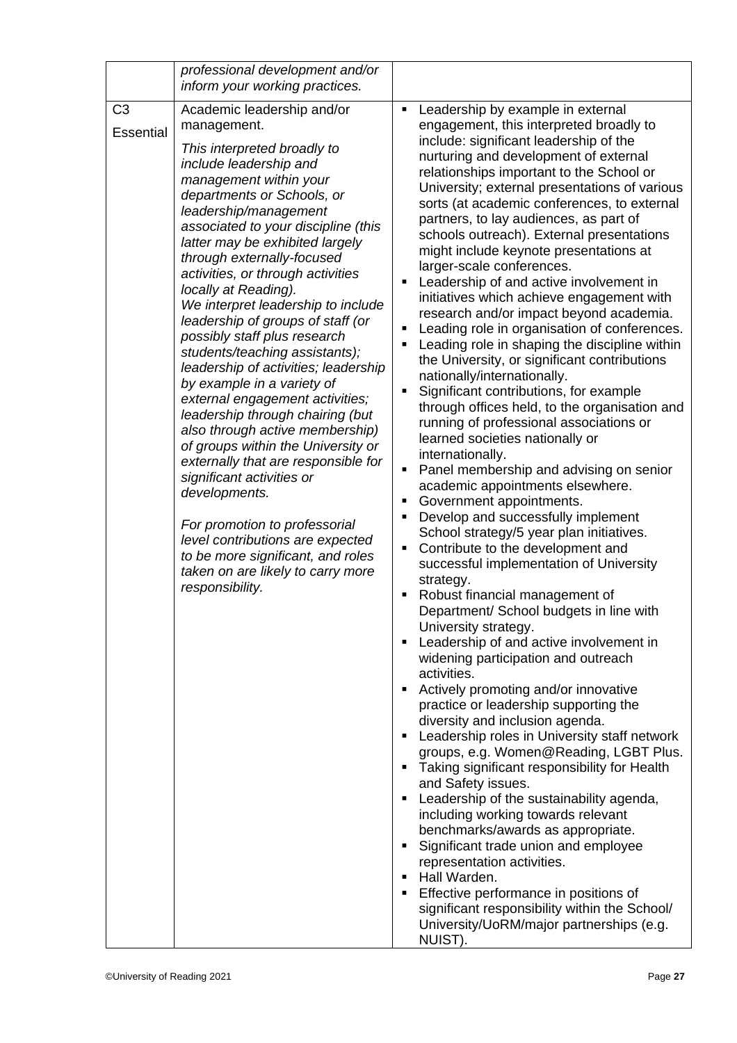| | | |
|---|---|---|
| | *professional development and/or inform your working practices.* | |
| C3<br>Essential | Academic leadership and/or management.<br><br>*This interpreted broadly to include leadership and management within your departments or Schools, or leadership/management associated to your discipline (this latter may be exhibited largely through externally-focused activities, or through activities locally at Reading).*<br>*We interpret leadership to include leadership of groups of staff (or possibly staff plus research students/teaching assistants); leadership of activities; leadership by example in a variety of external engagement activities; leadership through chairing (but also through active membership) of groups within the University or externally that are responsible for significant activities or developments.*<br><br>*For promotion to professorial level contributions are expected to be more significant, and roles taken on are likely to carry more responsibility.* | ▪ Leadership by example in external engagement, this interpreted broadly to include: significant leadership of the nurturing and development of external relationships important to the School or University; external presentations of various sorts (at academic conferences, to external partners, to lay audiences, as part of schools outreach). External presentations might include keynote presentations at larger-scale conferences.<br>▪ Leadership of and active involvement in initiatives which achieve engagement with research and/or impact beyond academia.<br>▪ Leading role in organisation of conferences.<br>▪ Leading role in shaping the discipline within the University, or significant contributions nationally/internationally.<br>▪ Significant contributions, for example through offices held, to the organisation and running of professional associations or learned societies nationally or internationally.<br>▪ Panel membership and advising on senior academic appointments elsewhere.<br>▪ Government appointments.<br>▪ Develop and successfully implement School strategy/5 year plan initiatives.<br>▪ Contribute to the development and successful implementation of University strategy.<br>▪ Robust financial management of Department/ School budgets in line with University strategy.<br>▪ Leadership of and active involvement in widening participation and outreach activities.<br>▪ Actively promoting and/or innovative practice or leadership supporting the diversity and inclusion agenda.<br>▪ Leadership roles in University staff network groups, e.g. Women@Reading, LGBT Plus.<br>▪ Taking significant responsibility for Health and Safety issues.<br>▪ Leadership of the sustainability agenda, including working towards relevant benchmarks/awards as appropriate.<br>▪ Significant trade union and employee representation activities.<br>▪ Hall Warden.<br>▪ Effective performance in positions of significant responsibility within the School/ University/UoRM/major partnerships (e.g. NUIST). |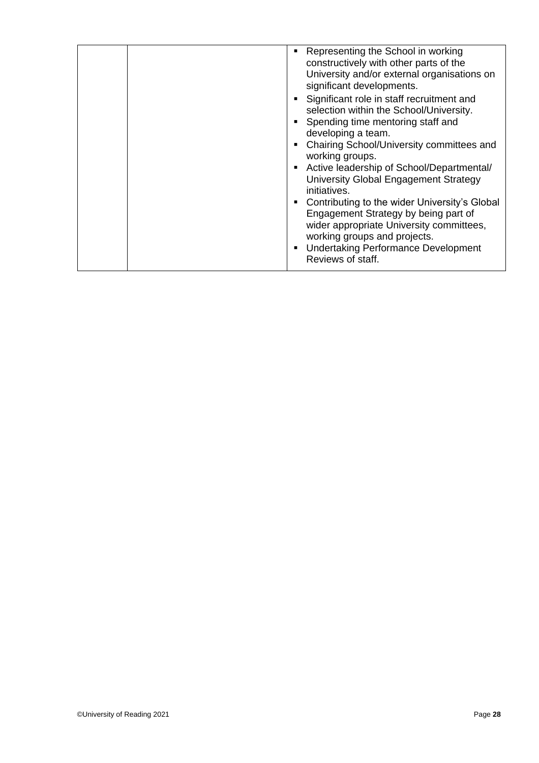| | | |
|---|---|---|
| | | ▪ Representing the School in working constructively with other parts of the University and/or external organisations on significant developments.<br>▪ Significant role in staff recruitment and selection within the School/University.<br>▪ Spending time mentoring staff and developing a team.<br>▪ Chairing School/University committees and working groups.<br>▪ Active leadership of School/Departmental/ University Global Engagement Strategy initiatives.<br>▪ Contributing to the wider University's Global Engagement Strategy by being part of wider appropriate University committees, working groups and projects.<br>▪ Undertaking Performance Development Reviews of staff. |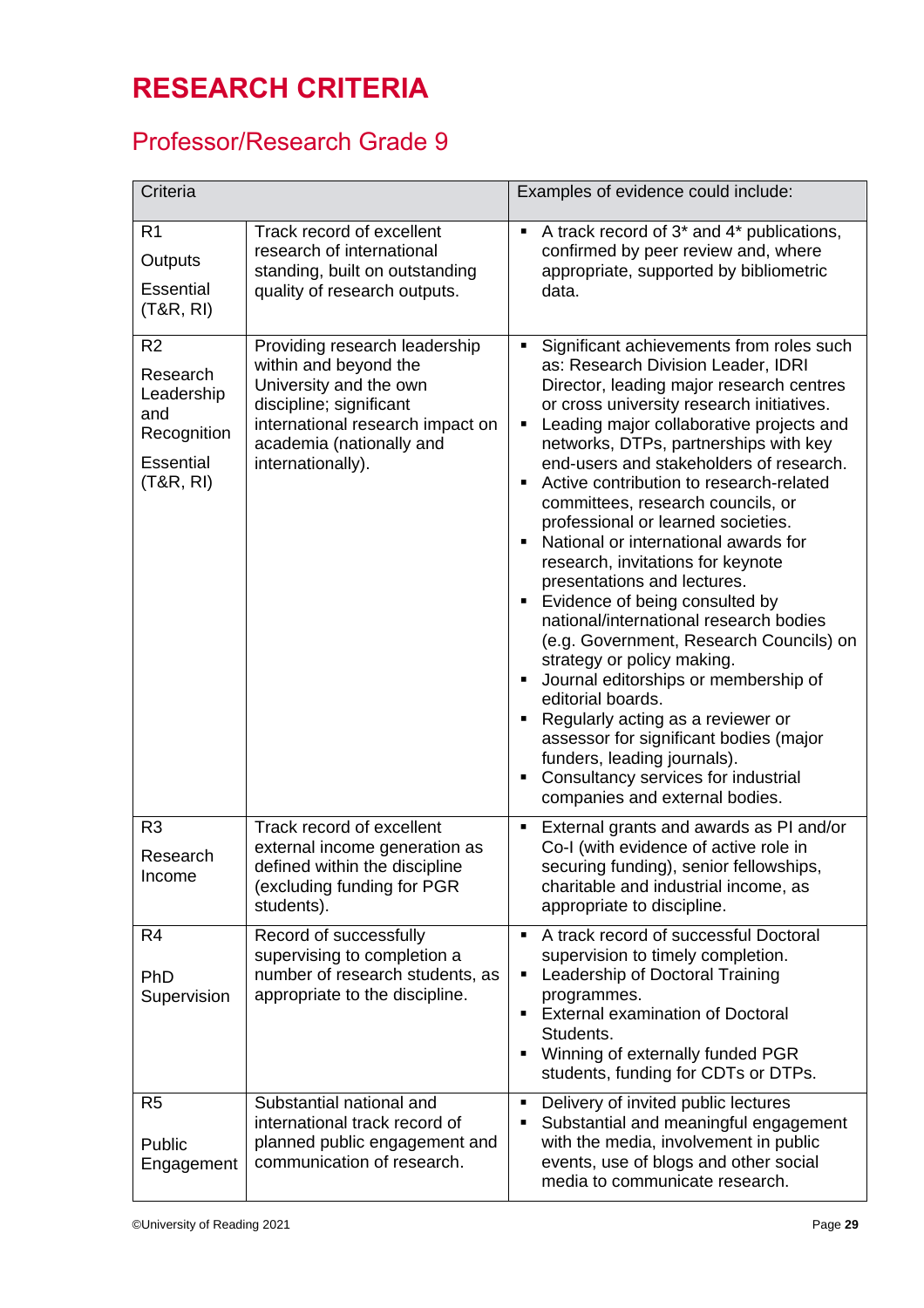# RESEARCH CRITERIA

## Professor/Research Grade 9

| Criteria | | Examples of evidence could include: |
|---|---|---|
| R1<br>Outputs<br>Essential (T&R, RI) | Track record of excellent research of international standing, built on outstanding quality of research outputs. | ▪ A track record of 3* and 4* publications, confirmed by peer review and, where appropriate, supported by bibliometric data. |
| R2<br>Research Leadership and Recognition<br>Essential (T&R, RI) | Providing research leadership within and beyond the University and the own discipline; significant international research impact on academia (nationally and internationally). | ▪ Significant achievements from roles such as: Research Division Leader, IDRI Director, leading major research centres or cross university research initiatives.<br>▪ Leading major collaborative projects and networks, DTPs, partnerships with key end-users and stakeholders of research.<br>▪ Active contribution to research-related committees, research councils, or professional or learned societies.<br>▪ National or international awards for research, invitations for keynote presentations and lectures.<br>▪ Evidence of being consulted by national/international research bodies (e.g. Government, Research Councils) on strategy or policy making.<br>▪ Journal editorships or membership of editorial boards.<br>▪ Regularly acting as a reviewer or assessor for significant bodies (major funders, leading journals).<br>▪ Consultancy services for industrial companies and external bodies. |
| R3<br>Research Income | Track record of excellent external income generation as defined within the discipline (excluding funding for PGR students). | ▪ External grants and awards as PI and/or Co-I (with evidence of active role in securing funding), senior fellowships, charitable and industrial income, as appropriate to discipline. |
| R4<br>PhD Supervision | Record of successfully supervising to completion a number of research students, as appropriate to the discipline. | ▪ A track record of successful Doctoral supervision to timely completion.<br>▪ Leadership of Doctoral Training programmes.<br>▪ External examination of Doctoral Students.<br>▪ Winning of externally funded PGR students, funding for CDTs or DTPs. |
| R5<br>Public Engagement | Substantial national and international track record of planned public engagement and communication of research. | ▪ Delivery of invited public lectures<br>▪ Substantial and meaningful engagement with the media, involvement in public events, use of blogs and other social media to communicate research. |

©University of Reading 2021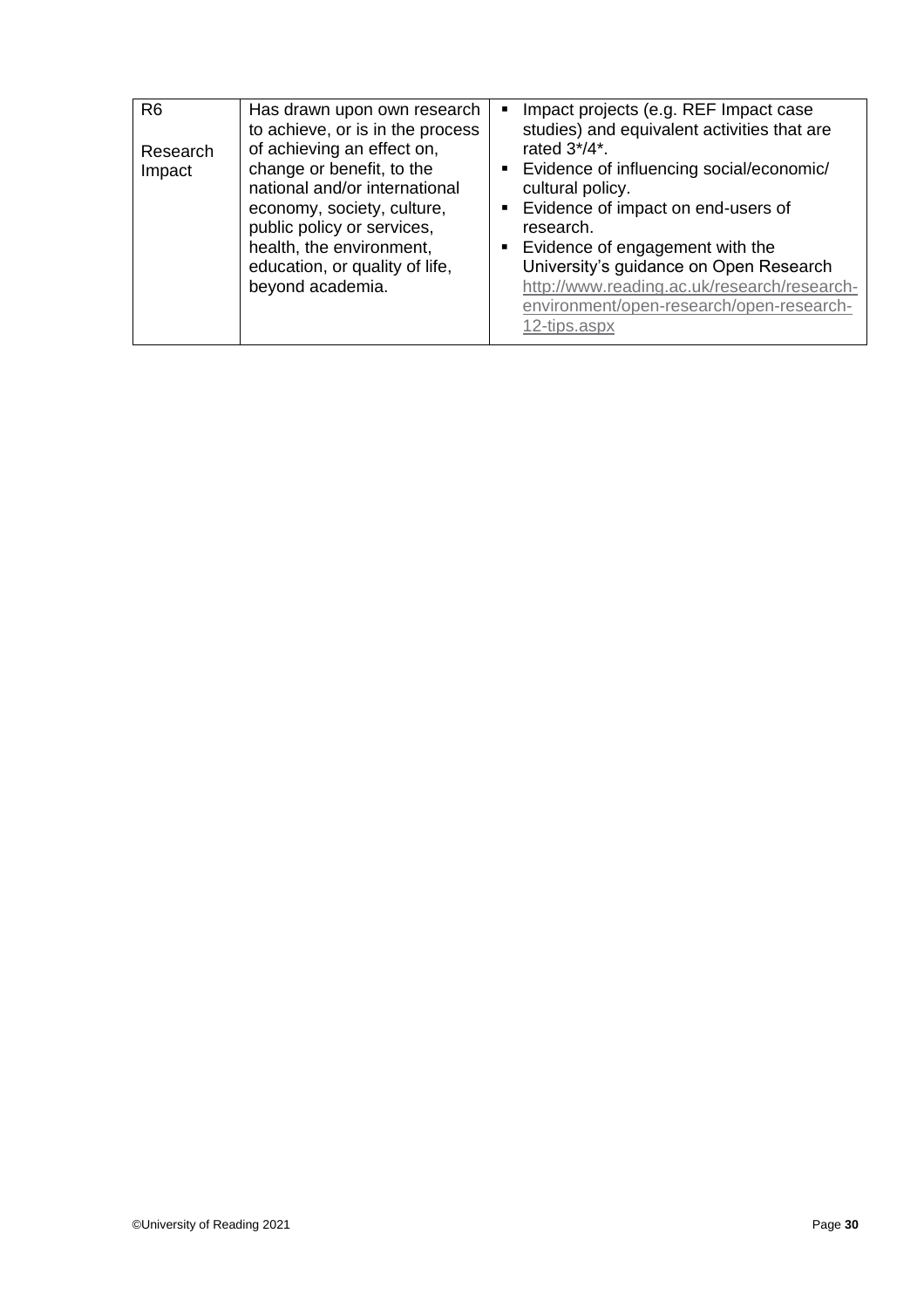| | | |
|---|---|---|
| R6<br><br>Research Impact | Has drawn upon own research to achieve, or is in the process of achieving an effect on, change or benefit, to the national and/or international economy, society, culture, public policy or services, health, the environment, education, or quality of life, beyond academia. | ▪ Impact projects (e.g. REF Impact case studies) and equivalent activities that are rated 3*/4*.<br>▪ Evidence of influencing social/economic/ cultural policy.<br>▪ Evidence of impact on end-users of research.<br>▪ Evidence of engagement with the University's guidance on Open Research http://www.reading.ac.uk/research/research-environment/open-research/open-research-12-tips.aspx |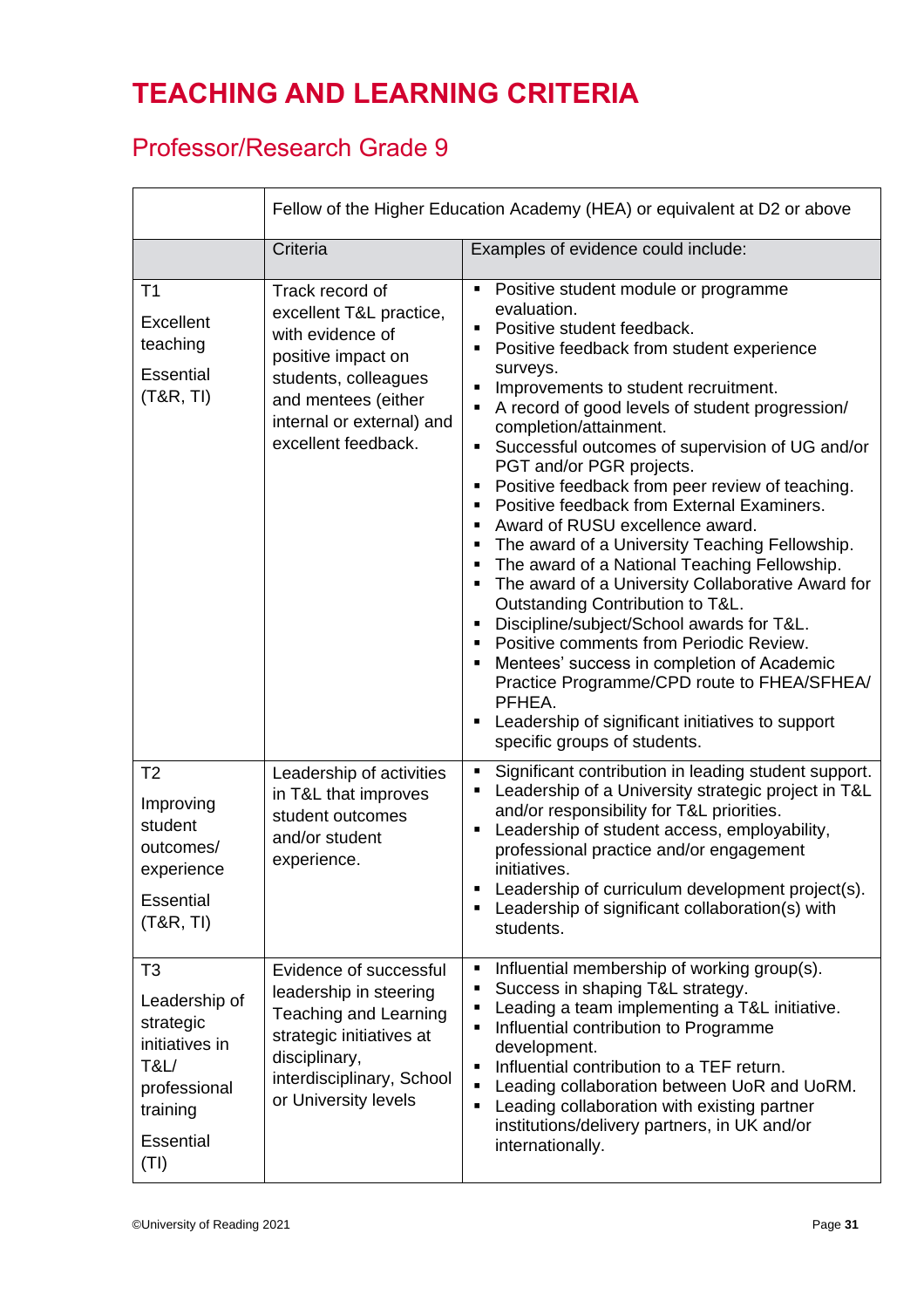# TEACHING AND LEARNING CRITERIA

## Professor/Research Grade 9

| | Fellow of the Higher Education Academy (HEA) or equivalent at D2 or above | |
|---|---|---|
| | Criteria | Examples of evidence could include: |
| T1<br><br>Excellent teaching<br><br>Essential (T&R, TI) | Track record of excellent T&L practice, with evidence of positive impact on students, colleagues and mentees (either internal or external) and excellent feedback. | ▪ Positive student module or programme evaluation.<br>▪ Positive student feedback.<br>▪ Positive feedback from student experience surveys.<br>▪ Improvements to student recruitment.<br>▪ A record of good levels of student progression/ completion/attainment.<br>▪ Successful outcomes of supervision of UG and/or PGT and/or PGR projects.<br>▪ Positive feedback from peer review of teaching.<br>▪ Positive feedback from External Examiners.<br>▪ Award of RUSU excellence award.<br>▪ The award of a University Teaching Fellowship.<br>▪ The award of a National Teaching Fellowship.<br>▪ The award of a University Collaborative Award for Outstanding Contribution to T&L.<br>▪ Discipline/subject/School awards for T&L.<br>▪ Positive comments from Periodic Review.<br>▪ Mentees' success in completion of Academic Practice Programme/CPD route to FHEA/SFHEA/ PFHEA.<br>▪ Leadership of significant initiatives to support specific groups of students. |
| T2<br><br>Improving student outcomes/ experience<br><br>Essential (T&R, TI) | Leadership of activities in T&L that improves student outcomes and/or student experience. | ▪ Significant contribution in leading student support.<br>▪ Leadership of a University strategic project in T&L and/or responsibility for T&L priorities.<br>▪ Leadership of student access, employability, professional practice and/or engagement initiatives.<br>▪ Leadership of curriculum development project(s).<br>▪ Leadership of significant collaboration(s) with students. |
| T3<br><br>Leadership of strategic initiatives in T&L/ professional training<br><br>Essential (TI) | Evidence of successful leadership in steering Teaching and Learning strategic initiatives at disciplinary, interdisciplinary, School or University levels | ▪ Influential membership of working group(s).<br>▪ Success in shaping T&L strategy.<br>▪ Leading a team implementing a T&L initiative.<br>▪ Influential contribution to Programme development.<br>▪ Influential contribution to a TEF return.<br>▪ Leading collaboration between UoR and UoRM.<br>▪ Leading collaboration with existing partner institutions/delivery partners, in UK and/or internationally. |

©University of Reading 2021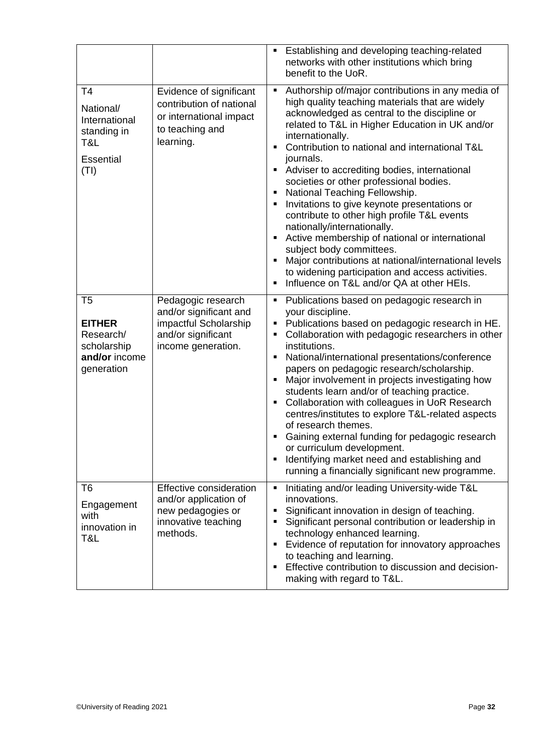| | | |
|---|---|---|
| | | ▪ Establishing and developing teaching-related networks with other institutions which bring benefit to the UoR. |
| T4<br>National/ International standing in T&L<br>Essential (TI) | Evidence of significant contribution of national or international impact to teaching and learning. | ▪ Authorship of/major contributions in any media of high quality teaching materials that are widely acknowledged as central to the discipline or related to T&L in Higher Education in UK and/or internationally.<br>▪ Contribution to national and international T&L journals.<br>▪ Adviser to accrediting bodies, international societies or other professional bodies.<br>▪ National Teaching Fellowship.<br>▪ Invitations to give keynote presentations or contribute to other high profile T&L events nationally/internationally.<br>▪ Active membership of national or international subject body committees.<br>▪ Major contributions at national/international levels to widening participation and access activities.<br>▪ Influence on T&L and/or QA at other HEIs. |
| T5<br>**EITHER** Research/ scholarship **and/or** income generation | Pedagogic research and/or significant and impactful Scholarship and/or significant income generation. | ▪ Publications based on pedagogic research in your discipline.<br>▪ Publications based on pedagogic research in HE.<br>▪ Collaboration with pedagogic researchers in other institutions.<br>▪ National/international presentations/conference papers on pedagogic research/scholarship.<br>▪ Major involvement in projects investigating how students learn and/or of teaching practice.<br>▪ Collaboration with colleagues in UoR Research centres/institutes to explore T&L-related aspects of research themes.<br>▪ Gaining external funding for pedagogic research or curriculum development.<br>▪ Identifying market need and establishing and running a financially significant new programme. |
| T6<br>Engagement with innovation in T&L | Effective consideration and/or application of new pedagogies or innovative teaching methods. | ▪ Initiating and/or leading University-wide T&L innovations.<br>▪ Significant innovation in design of teaching.<br>▪ Significant personal contribution or leadership in technology enhanced learning.<br>▪ Evidence of reputation for innovatory approaches to teaching and learning.<br>▪ Effective contribution to discussion and decision-making with regard to T&L. |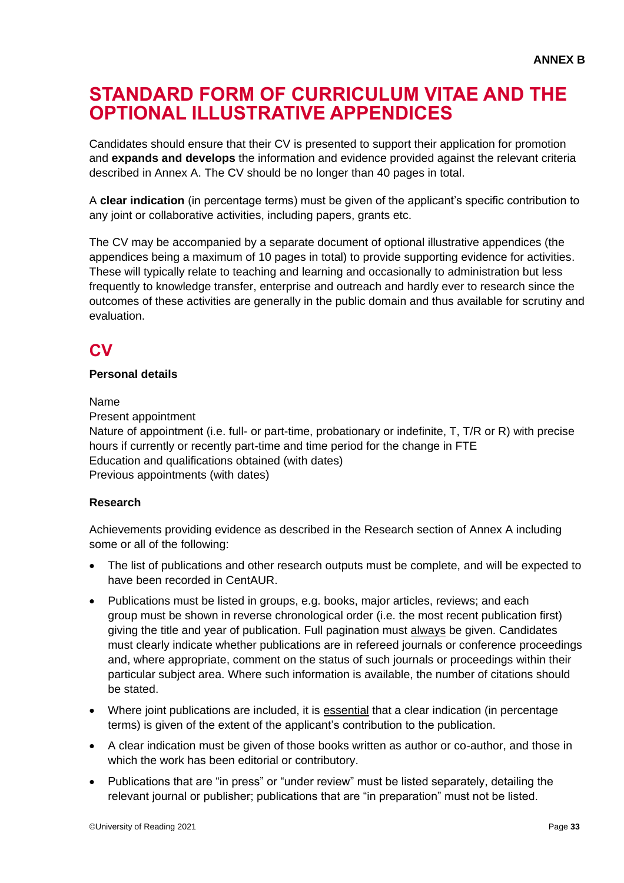**ANNEX B**

# STANDARD FORM OF CURRICULUM VITAE AND THE OPTIONAL ILLUSTRATIVE APPENDICES

Candidates should ensure that their CV is presented to support their application for promotion and **expands and develops** the information and evidence provided against the relevant criteria described in Annex A. The CV should be no longer than 40 pages in total.

A **clear indication** (in percentage terms) must be given of the applicant's specific contribution to any joint or collaborative activities, including papers, grants etc.

The CV may be accompanied by a separate document of optional illustrative appendices (the appendices being a maximum of 10 pages in total) to provide supporting evidence for activities. These will typically relate to teaching and learning and occasionally to administration but less frequently to knowledge transfer, enterprise and outreach and hardly ever to research since the outcomes of these activities are generally in the public domain and thus available for scrutiny and evaluation.

## CV

**Personal details**

Name
Present appointment
Nature of appointment (i.e. full- or part-time, probationary or indefinite, T, T/R or R) with precise hours if currently or recently part-time and time period for the change in FTE
Education and qualifications obtained (with dates)
Previous appointments (with dates)

**Research**

Achievements providing evidence as described in the Research section of Annex A including some or all of the following:

- The list of publications and other research outputs must be complete, and will be expected to have been recorded in CentAUR.
- Publications must be listed in groups, e.g. books, major articles, reviews; and each group must be shown in reverse chronological order (i.e. the most recent publication first) giving the title and year of publication. Full pagination must <u>always</u> be given. Candidates must clearly indicate whether publications are in refereed journals or conference proceedings and, where appropriate, comment on the status of such journals or proceedings within their particular subject area. Where such information is available, the number of citations should be stated.
- Where joint publications are included, it is <u>essential</u> that a clear indication (in percentage terms) is given of the extent of the applicant's contribution to the publication.
- A clear indication must be given of those books written as author or co-author, and those in which the work has been editorial or contributory.
- Publications that are "in press" or "under review" must be listed separately, detailing the relevant journal or publisher; publications that are "in preparation" must not be listed.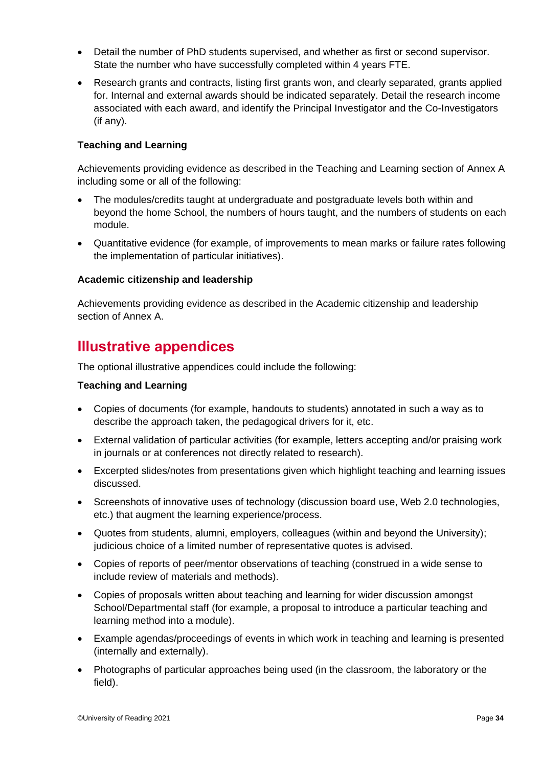- Detail the number of PhD students supervised, and whether as first or second supervisor. State the number who have successfully completed within 4 years FTE.
- Research grants and contracts, listing first grants won, and clearly separated, grants applied for. Internal and external awards should be indicated separately. Detail the research income associated with each award, and identify the Principal Investigator and the Co-Investigators (if any).

**Teaching and Learning**

Achievements providing evidence as described in the Teaching and Learning section of Annex A including some or all of the following:

- The modules/credits taught at undergraduate and postgraduate levels both within and beyond the home School, the numbers of hours taught, and the numbers of students on each module.
- Quantitative evidence (for example, of improvements to mean marks or failure rates following the implementation of particular initiatives).

**Academic citizenship and leadership**

Achievements providing evidence as described in the Academic citizenship and leadership section of Annex A.

## Illustrative appendices

The optional illustrative appendices could include the following:

**Teaching and Learning**

- Copies of documents (for example, handouts to students) annotated in such a way as to describe the approach taken, the pedagogical drivers for it, etc.
- External validation of particular activities (for example, letters accepting and/or praising work in journals or at conferences not directly related to research).
- Excerpted slides/notes from presentations given which highlight teaching and learning issues discussed.
- Screenshots of innovative uses of technology (discussion board use, Web 2.0 technologies, etc.) that augment the learning experience/process.
- Quotes from students, alumni, employers, colleagues (within and beyond the University); judicious choice of a limited number of representative quotes is advised.
- Copies of reports of peer/mentor observations of teaching (construed in a wide sense to include review of materials and methods).
- Copies of proposals written about teaching and learning for wider discussion amongst School/Departmental staff (for example, a proposal to introduce a particular teaching and learning method into a module).
- Example agendas/proceedings of events in which work in teaching and learning is presented (internally and externally).
- Photographs of particular approaches being used (in the classroom, the laboratory or the field).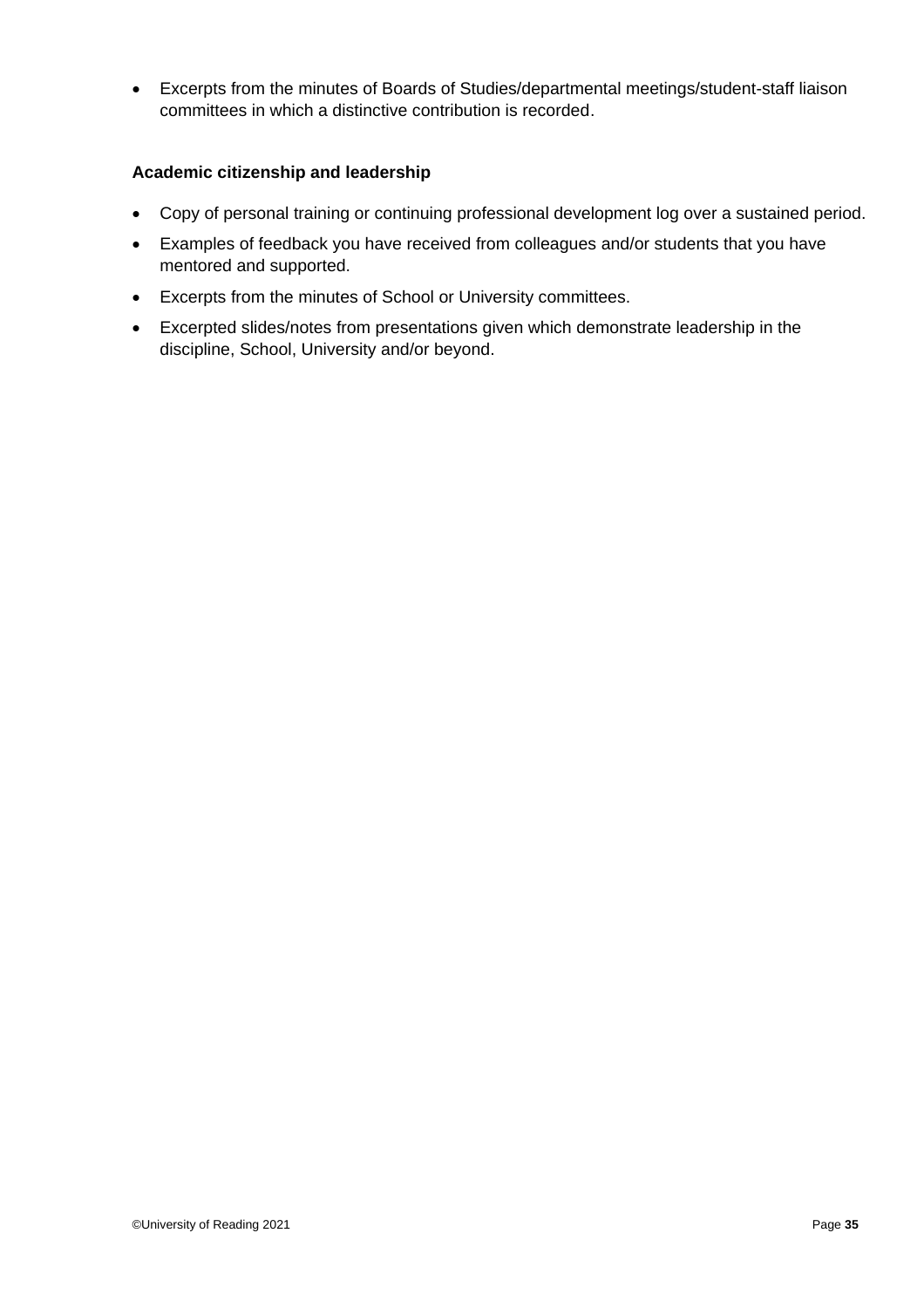- Excerpts from the minutes of Boards of Studies/departmental meetings/student-staff liaison committees in which a distinctive contribution is recorded.

**Academic citizenship and leadership**

- Copy of personal training or continuing professional development log over a sustained period.
- Examples of feedback you have received from colleagues and/or students that you have mentored and supported.
- Excerpts from the minutes of School or University committees.
- Excerpted slides/notes from presentations given which demonstrate leadership in the discipline, School, University and/or beyond.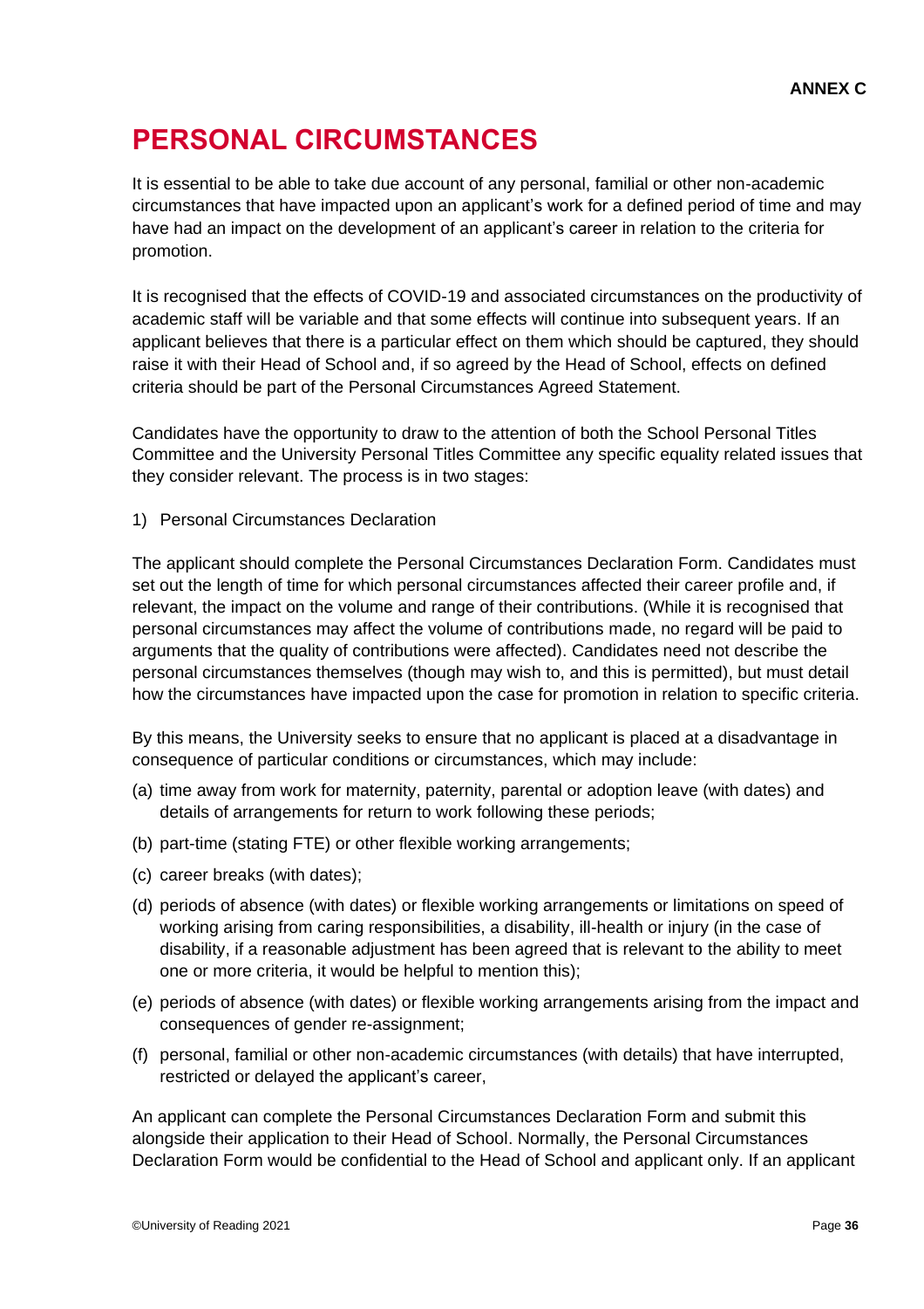**ANNEX C**

# PERSONAL CIRCUMSTANCES

It is essential to be able to take due account of any personal, familial or other non-academic circumstances that have impacted upon an applicant's work for a defined period of time and may have had an impact on the development of an applicant's career in relation to the criteria for promotion.

It is recognised that the effects of COVID-19 and associated circumstances on the productivity of academic staff will be variable and that some effects will continue into subsequent years. If an applicant believes that there is a particular effect on them which should be captured, they should raise it with their Head of School and, if so agreed by the Head of School, effects on defined criteria should be part of the Personal Circumstances Agreed Statement.

Candidates have the opportunity to draw to the attention of both the School Personal Titles Committee and the University Personal Titles Committee any specific equality related issues that they consider relevant. The process is in two stages:

1) Personal Circumstances Declaration

The applicant should complete the Personal Circumstances Declaration Form. Candidates must set out the length of time for which personal circumstances affected their career profile and, if relevant, the impact on the volume and range of their contributions. (While it is recognised that personal circumstances may affect the volume of contributions made, no regard will be paid to arguments that the quality of contributions were affected). Candidates need not describe the personal circumstances themselves (though may wish to, and this is permitted), but must detail how the circumstances have impacted upon the case for promotion in relation to specific criteria.

By this means, the University seeks to ensure that no applicant is placed at a disadvantage in consequence of particular conditions or circumstances, which may include:

(a) time away from work for maternity, paternity, parental or adoption leave (with dates) and details of arrangements for return to work following these periods;

(b) part-time (stating FTE) or other flexible working arrangements;

(c) career breaks (with dates);

(d) periods of absence (with dates) or flexible working arrangements or limitations on speed of working arising from caring responsibilities, a disability, ill-health or injury (in the case of disability, if a reasonable adjustment has been agreed that is relevant to the ability to meet one or more criteria, it would be helpful to mention this);

(e) periods of absence (with dates) or flexible working arrangements arising from the impact and consequences of gender re-assignment;

(f) personal, familial or other non-academic circumstances (with details) that have interrupted, restricted or delayed the applicant's career,

An applicant can complete the Personal Circumstances Declaration Form and submit this alongside their application to their Head of School. Normally, the Personal Circumstances Declaration Form would be confidential to the Head of School and applicant only. If an applicant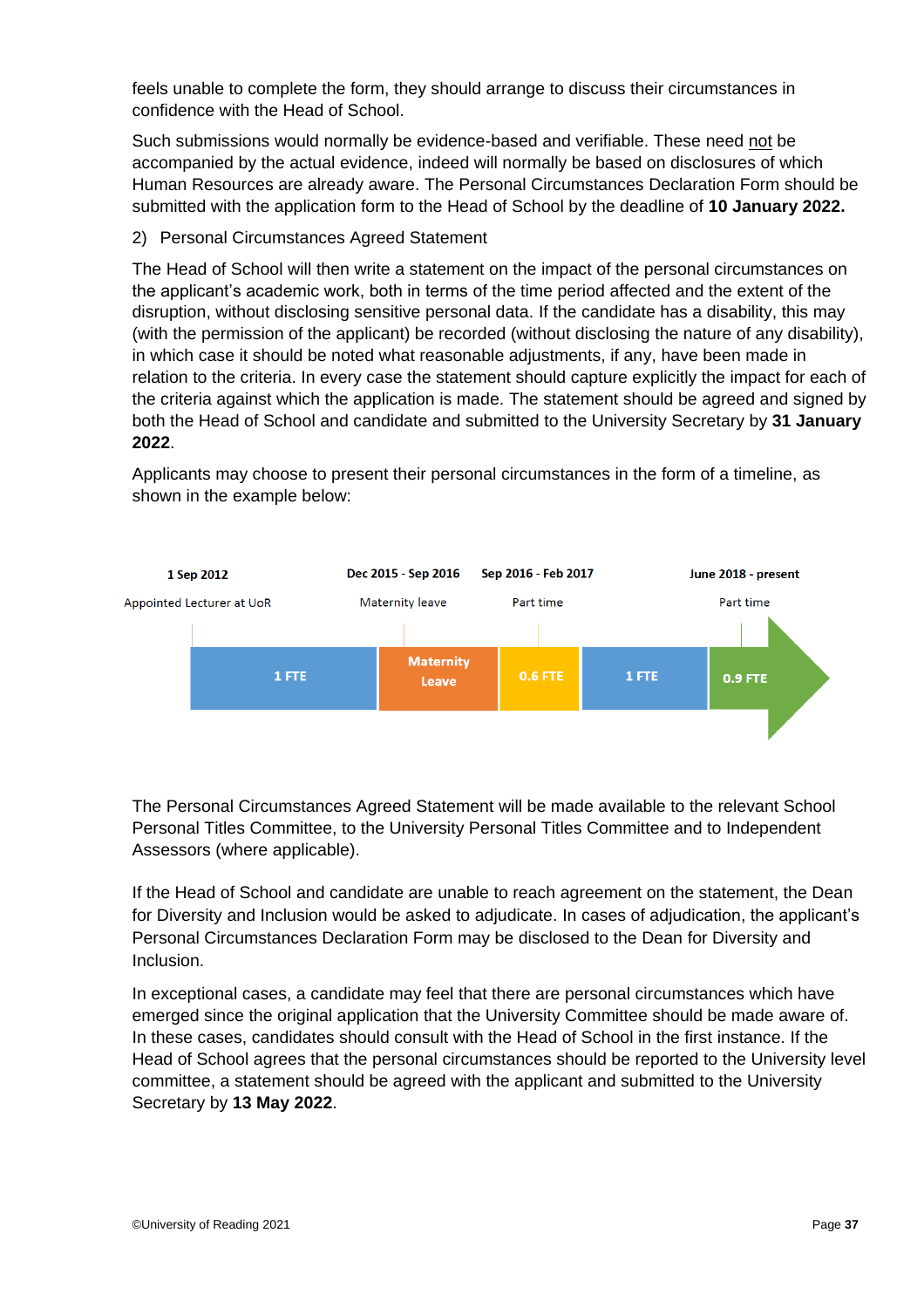feels unable to complete the form, they should arrange to discuss their circumstances in confidence with the Head of School.

Such submissions would normally be evidence-based and verifiable. These need not be accompanied by the actual evidence, indeed will normally be based on disclosures of which Human Resources are already aware. The Personal Circumstances Declaration Form should be submitted with the application form to the Head of School by the deadline of **10 January 2022.**

2) Personal Circumstances Agreed Statement

The Head of School will then write a statement on the impact of the personal circumstances on the applicant's academic work, both in terms of the time period affected and the extent of the disruption, without disclosing sensitive personal data. If the candidate has a disability, this may (with the permission of the applicant) be recorded (without disclosing the nature of any disability), in which case it should be noted what reasonable adjustments, if any, have been made in relation to the criteria. In every case the statement should capture explicitly the impact for each of the criteria against which the application is made. The statement should be agreed and signed by both the Head of School and candidate and submitted to the University Secretary by **31 January 2022**.

Applicants may choose to present their personal circumstances in the form of a timeline, as shown in the example below:

| 1 Sep 2012 | Dec 2015 - Sep 2016 | Sep 2016 - Feb 2017 | | June 2018 - present |
|---|---|---|---|---|
| Appointed Lecturer at UoR | Maternity leave | Part time | | Part time |
| 1 FTE | Maternity Leave | 0.6 FTE | 1 FTE | 0.9 FTE |

The Personal Circumstances Agreed Statement will be made available to the relevant School Personal Titles Committee, to the University Personal Titles Committee and to Independent Assessors (where applicable).

If the Head of School and candidate are unable to reach agreement on the statement, the Dean for Diversity and Inclusion would be asked to adjudicate. In cases of adjudication, the applicant's Personal Circumstances Declaration Form may be disclosed to the Dean for Diversity and Inclusion.

In exceptional cases, a candidate may feel that there are personal circumstances which have emerged since the original application that the University Committee should be made aware of. In these cases, candidates should consult with the Head of School in the first instance. If the Head of School agrees that the personal circumstances should be reported to the University level committee, a statement should be agreed with the applicant and submitted to the University Secretary by **13 May 2022**.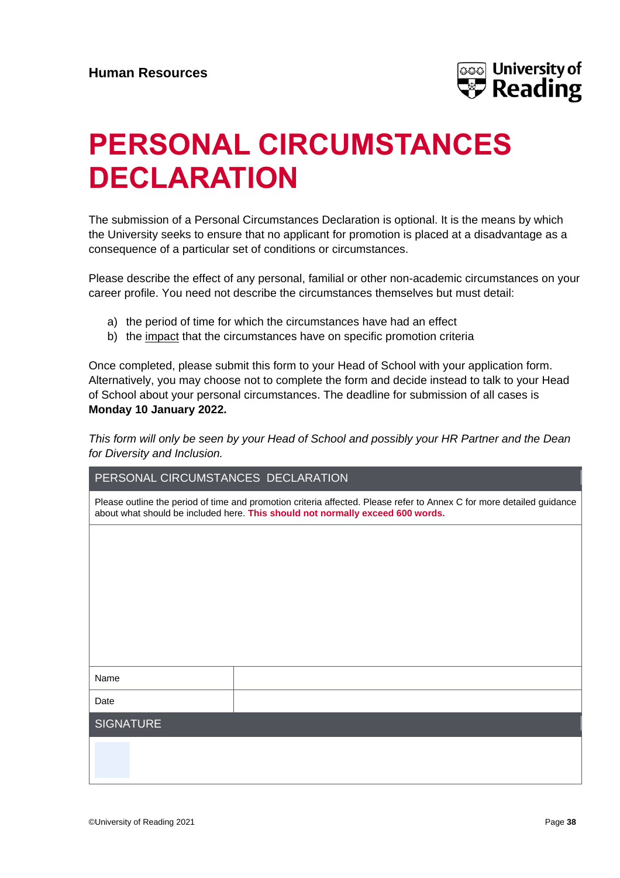**Human Resources**

# PERSONAL CIRCUMSTANCES DECLARATION

The submission of a Personal Circumstances Declaration is optional. It is the means by which the University seeks to ensure that no applicant for promotion is placed at a disadvantage as a consequence of a particular set of conditions or circumstances.

Please describe the effect of any personal, familial or other non-academic circumstances on your career profile. You need not describe the circumstances themselves but must detail:

a) the period of time for which the circumstances have had an effect
b) the impact that the circumstances have on specific promotion criteria

Once completed, please submit this form to your Head of School with your application form. Alternatively, you may choose not to complete the form and decide instead to talk to your Head of School about your personal circumstances. The deadline for submission of all cases is **Monday 10 January 2022.**

*This form will only be seen by your Head of School and possibly your HR Partner and the Dean for Diversity and Inclusion.*

| PERSONAL CIRCUMSTANCES DECLARATION | |
|---|---|
| Please outline the period of time and promotion criteria affected. Please refer to Annex C for more detailed guidance about what should be included here. **This should not normally exceed 600 words.** | |
| | |
| Name | |
| Date | |
| SIGNATURE | |
| | |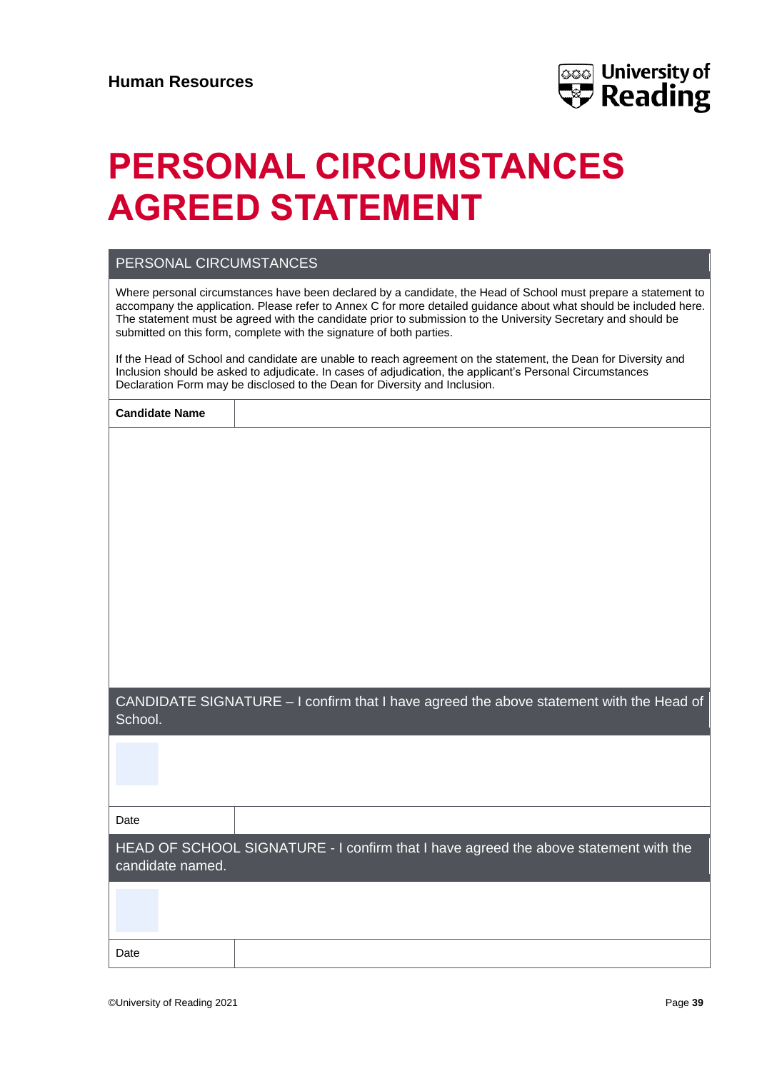Human Resources

# PERSONAL CIRCUMSTANCES AGREED STATEMENT

## PERSONAL CIRCUMSTANCES

Where personal circumstances have been declared by a candidate, the Head of School must prepare a statement to accompany the application. Please refer to Annex C for more detailed guidance about what should be included here. The statement must be agreed with the candidate prior to submission to the University Secretary and should be submitted on this form, complete with the signature of both parties.

If the Head of School and candidate are unable to reach agreement on the statement, the Dean for Diversity and Inclusion should be asked to adjudicate. In cases of adjudication, the applicant's Personal Circumstances Declaration Form may be disclosed to the Dean for Diversity and Inclusion.

| **Candidate Name** | |
|---|---|

## CANDIDATE SIGNATURE – I confirm that I have agreed the above statement with the Head of School.

| Date | |
|---|---|

## HEAD OF SCHOOL SIGNATURE - I confirm that I have agreed the above statement with the candidate named.

| Date | |
|---|---|

©University of Reading 2021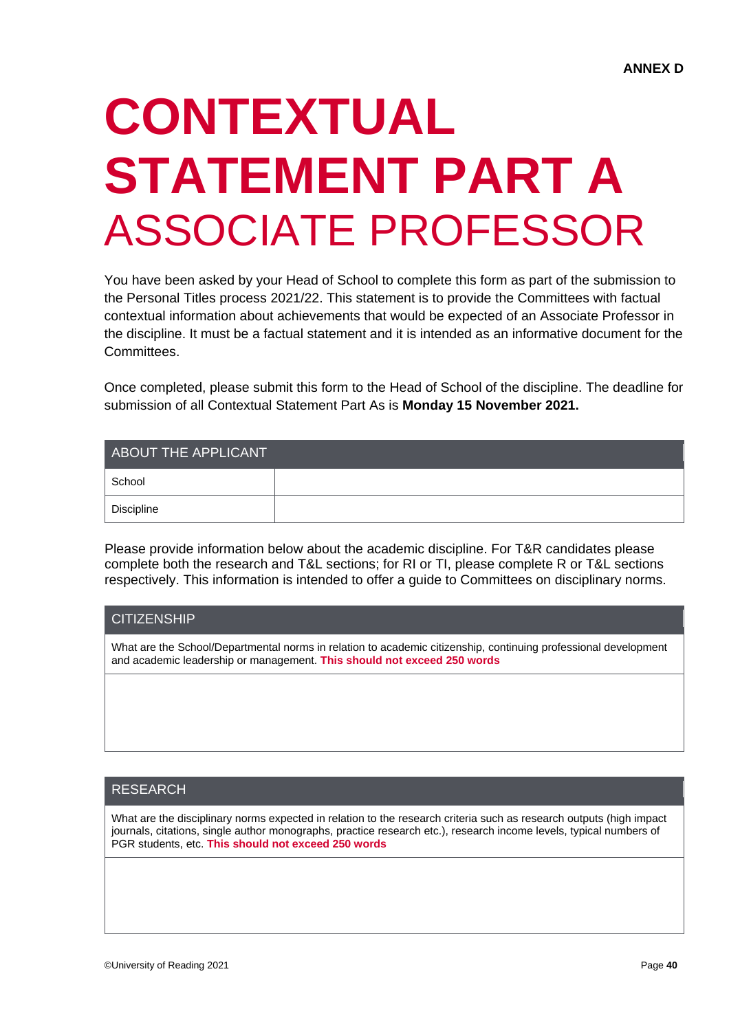**ANNEX D**

# CONTEXTUAL STATEMENT PART A
# ASSOCIATE PROFESSOR

You have been asked by your Head of School to complete this form as part of the submission to the Personal Titles process 2021/22. This statement is to provide the Committees with factual contextual information about achievements that would be expected of an Associate Professor in the discipline. It must be a factual statement and it is intended as an informative document for the Committees.

Once completed, please submit this form to the Head of School of the discipline. The deadline for submission of all Contextual Statement Part As is **Monday 15 November 2021.**

| ABOUT THE APPLICANT | |
|---|---|
| School | |
| Discipline | |

Please provide information below about the academic discipline. For T&R candidates please complete both the research and T&L sections; for RI or TI, please complete R or T&L sections respectively. This information is intended to offer a guide to Committees on disciplinary norms.

| CITIZENSHIP |
|---|
| What are the School/Departmental norms in relation to academic citizenship, continuing professional development and academic leadership or management. **This should not exceed 250 words** |
| |

| RESEARCH |
|---|
| What are the disciplinary norms expected in relation to the research criteria such as research outputs (high impact journals, citations, single author monographs, practice research etc.), research income levels, typical numbers of PGR students, etc. **This should not exceed 250 words** |
| |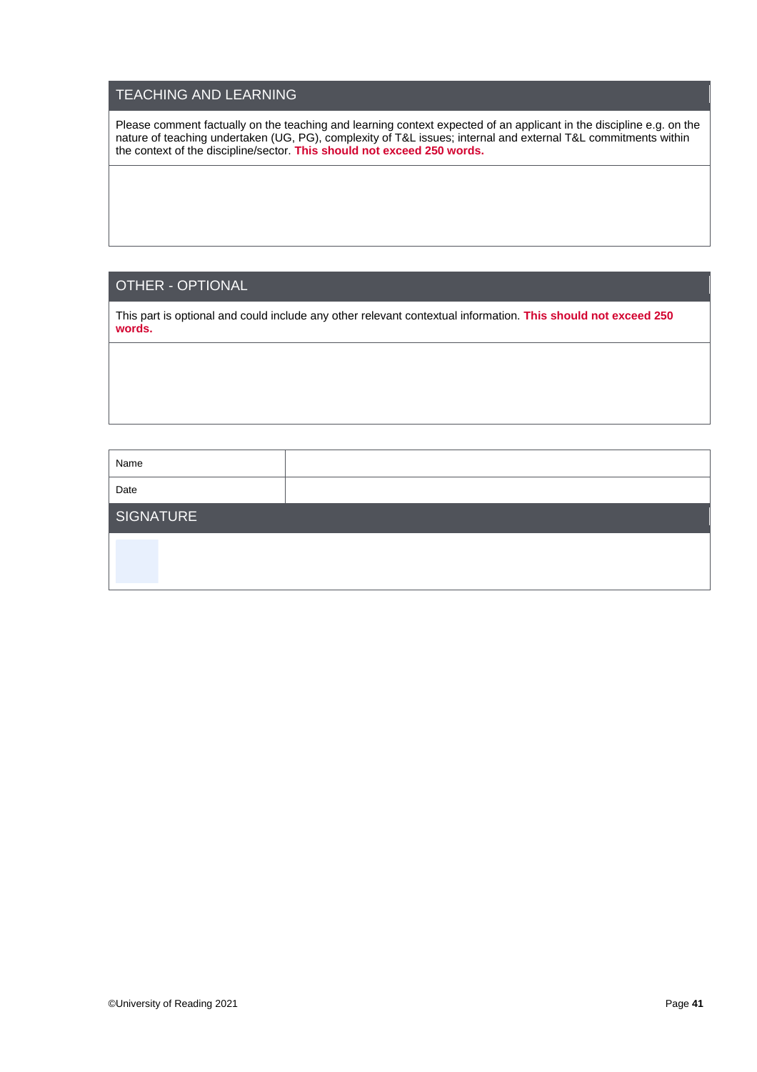## TEACHING AND LEARNING

Please comment factually on the teaching and learning context expected of an applicant in the discipline e.g. on the nature of teaching undertaken (UG, PG), complexity of T&L issues; internal and external T&L commitments within the context of the discipline/sector. **This should not exceed 250 words.**

## OTHER - OPTIONAL

This part is optional and could include any other relevant contextual information. **This should not exceed 250 words.**

| Name | |
|---|---|
| Date | |

## SIGNATURE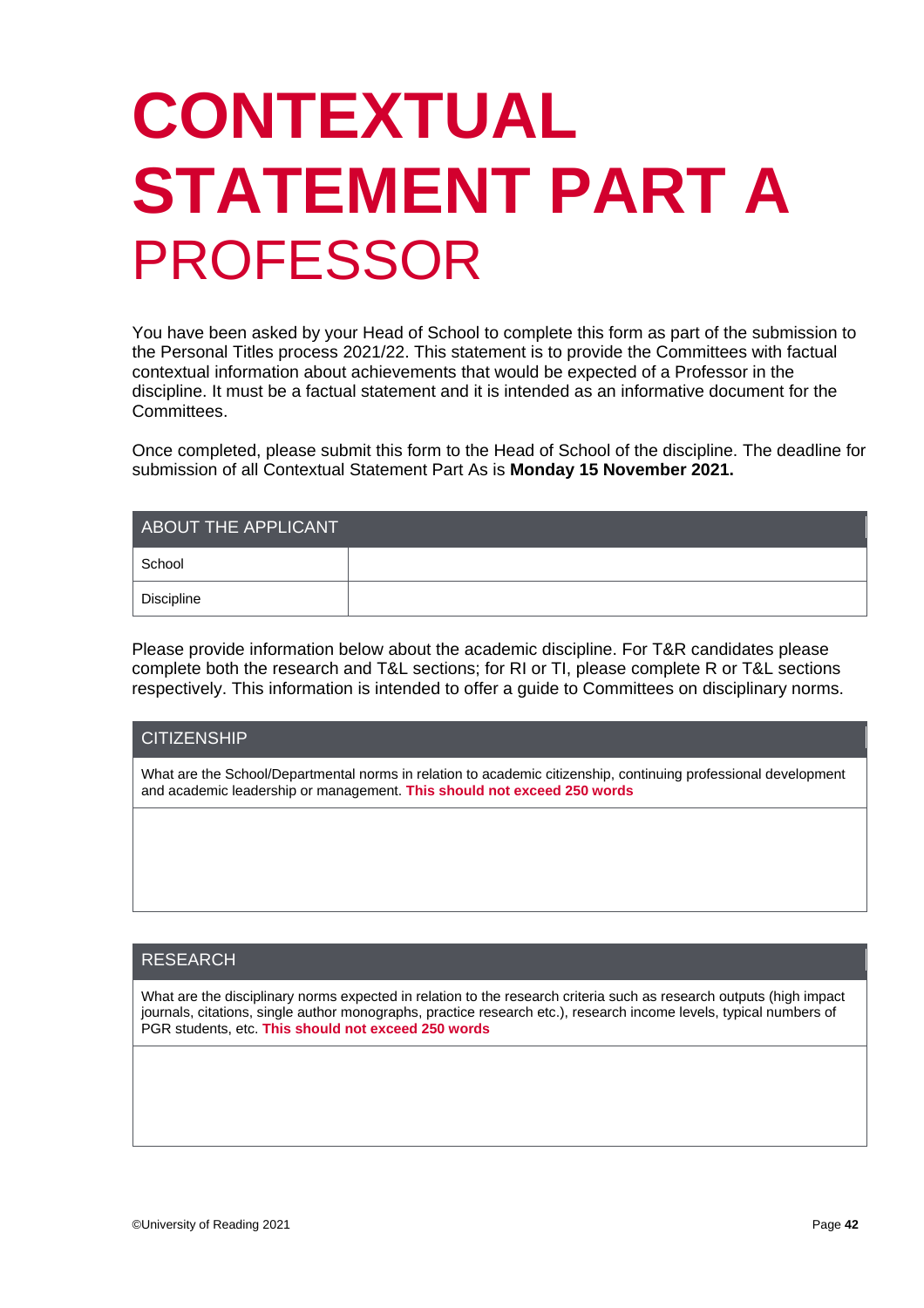# CONTEXTUAL STATEMENT PART A

## PROFESSOR

You have been asked by your Head of School to complete this form as part of the submission to the Personal Titles process 2021/22. This statement is to provide the Committees with factual contextual information about achievements that would be expected of a Professor in the discipline. It must be a factual statement and it is intended as an informative document for the Committees.

Once completed, please submit this form to the Head of School of the discipline. The deadline for submission of all Contextual Statement Part As is **Monday 15 November 2021.**

| ABOUT THE APPLICANT | |
|---|---|
| School | |
| Discipline | |

Please provide information below about the academic discipline. For T&R candidates please complete both the research and T&L sections; for RI or TI, please complete R or T&L sections respectively. This information is intended to offer a guide to Committees on disciplinary norms.

| CITIZENSHIP |
|---|
| What are the School/Departmental norms in relation to academic citizenship, continuing professional development and academic leadership or management. **This should not exceed 250 words** |
| |

| RESEARCH |
|---|
| What are the disciplinary norms expected in relation to the research criteria such as research outputs (high impact journals, citations, single author monographs, practice research etc.), research income levels, typical numbers of PGR students, etc. **This should not exceed 250 words** |
| |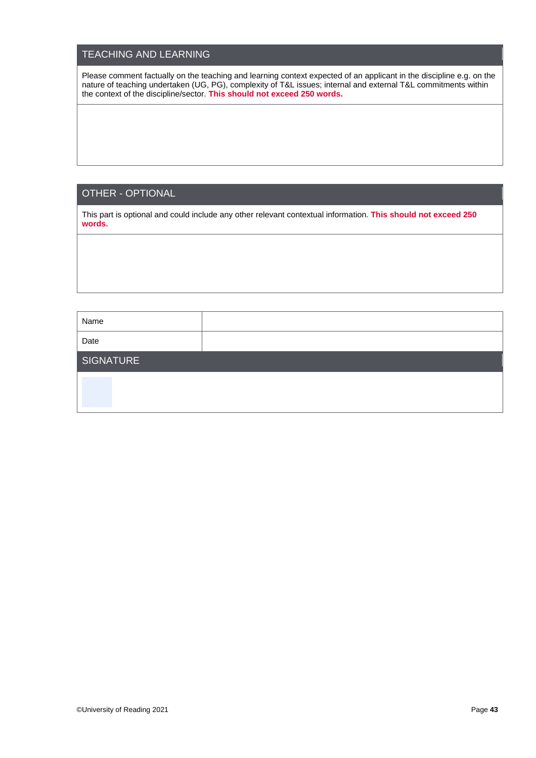## TEACHING AND LEARNING

Please comment factually on the teaching and learning context expected of an applicant in the discipline e.g. on the nature of teaching undertaken (UG, PG), complexity of T&L issues; internal and external T&L commitments within the context of the discipline/sector. **This should not exceed 250 words.**

## OTHER - OPTIONAL

This part is optional and could include any other relevant contextual information. **This should not exceed 250 words.**

| Name | |
|---|---|
| Date | |

## SIGNATURE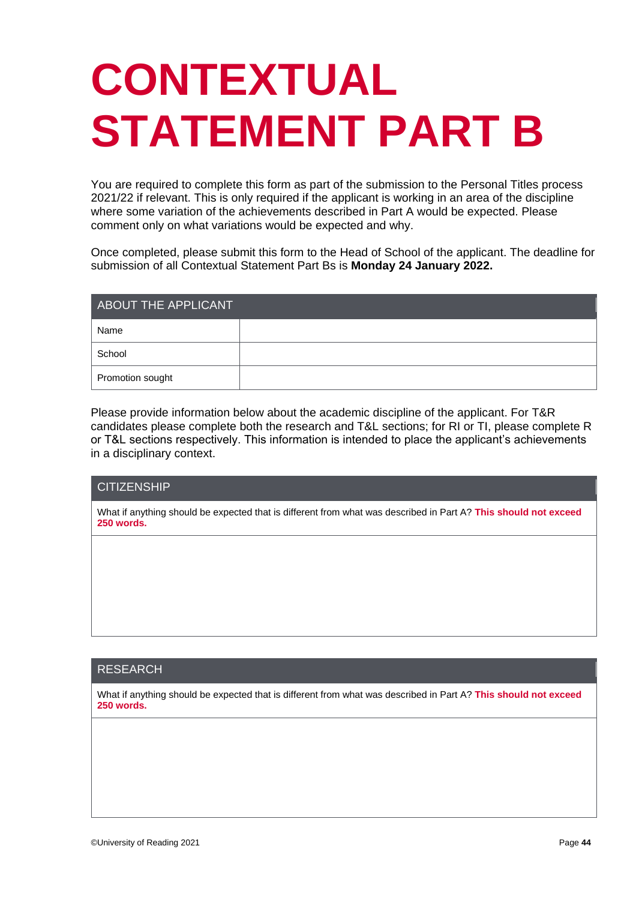# CONTEXTUAL STATEMENT PART B

You are required to complete this form as part of the submission to the Personal Titles process 2021/22 if relevant. This is only required if the applicant is working in an area of the discipline where some variation of the achievements described in Part A would be expected. Please comment only on what variations would be expected and why.

Once completed, please submit this form to the Head of School of the applicant. The deadline for submission of all Contextual Statement Part Bs is **Monday 24 January 2022.**

| ABOUT THE APPLICANT | |
|---|---|
| Name | |
| School | |
| Promotion sought | |

Please provide information below about the academic discipline of the applicant. For T&R candidates please complete both the research and T&L sections; for RI or TI, please complete R or T&L sections respectively. This information is intended to place the applicant's achievements in a disciplinary context.

| CITIZENSHIP |
|---|
| What if anything should be expected that is different from what was described in Part A? **This should not exceed 250 words.** |
| |

| RESEARCH |
|---|
| What if anything should be expected that is different from what was described in Part A? **This should not exceed 250 words.** |
| |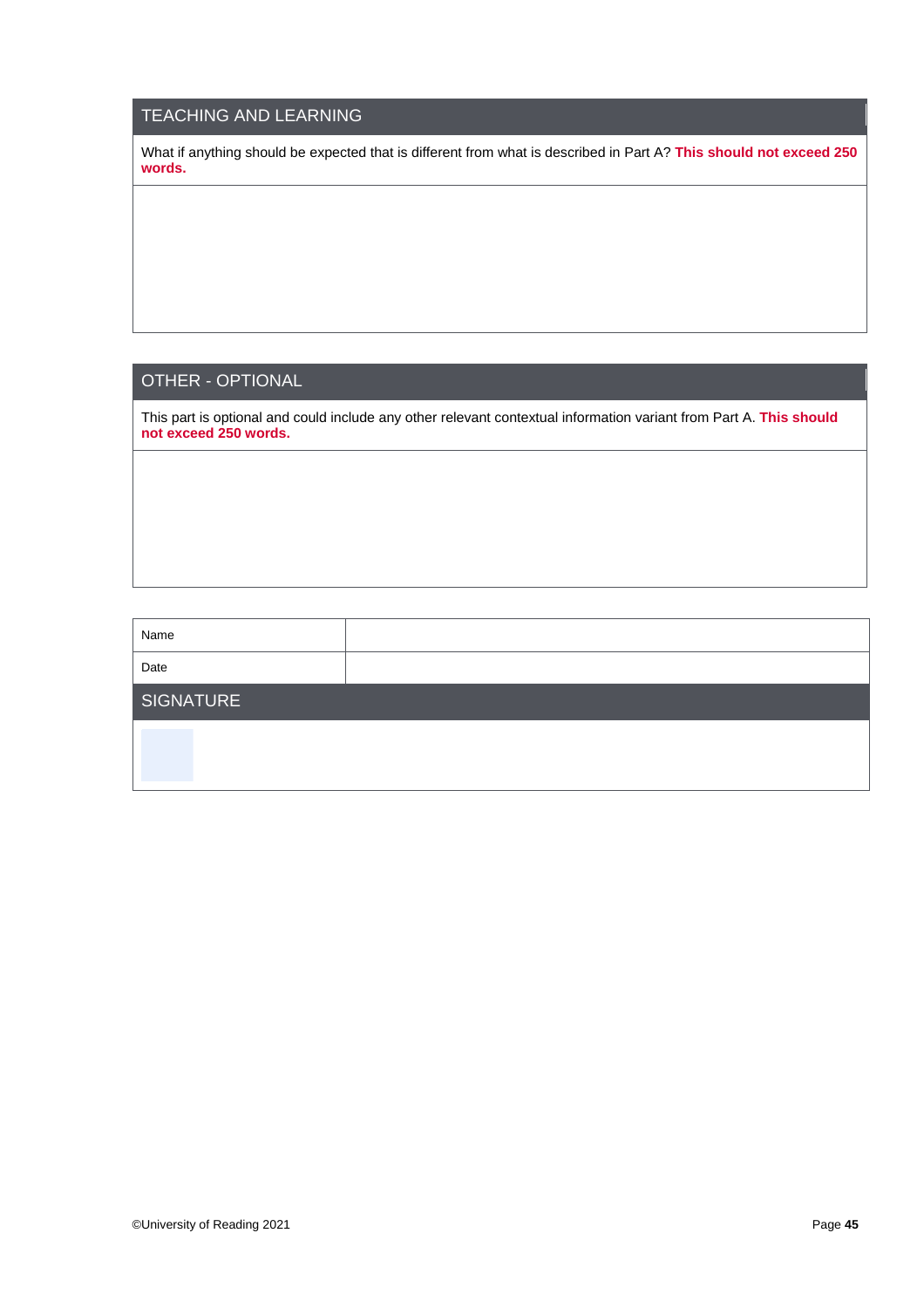## TEACHING AND LEARNING

What if anything should be expected that is different from what is described in Part A? **This should not exceed 250 words.**

## OTHER - OPTIONAL

This part is optional and could include any other relevant contextual information variant from Part A. **This should not exceed 250 words.**

| Name | |
|---|---|
| Date | |

## SIGNATURE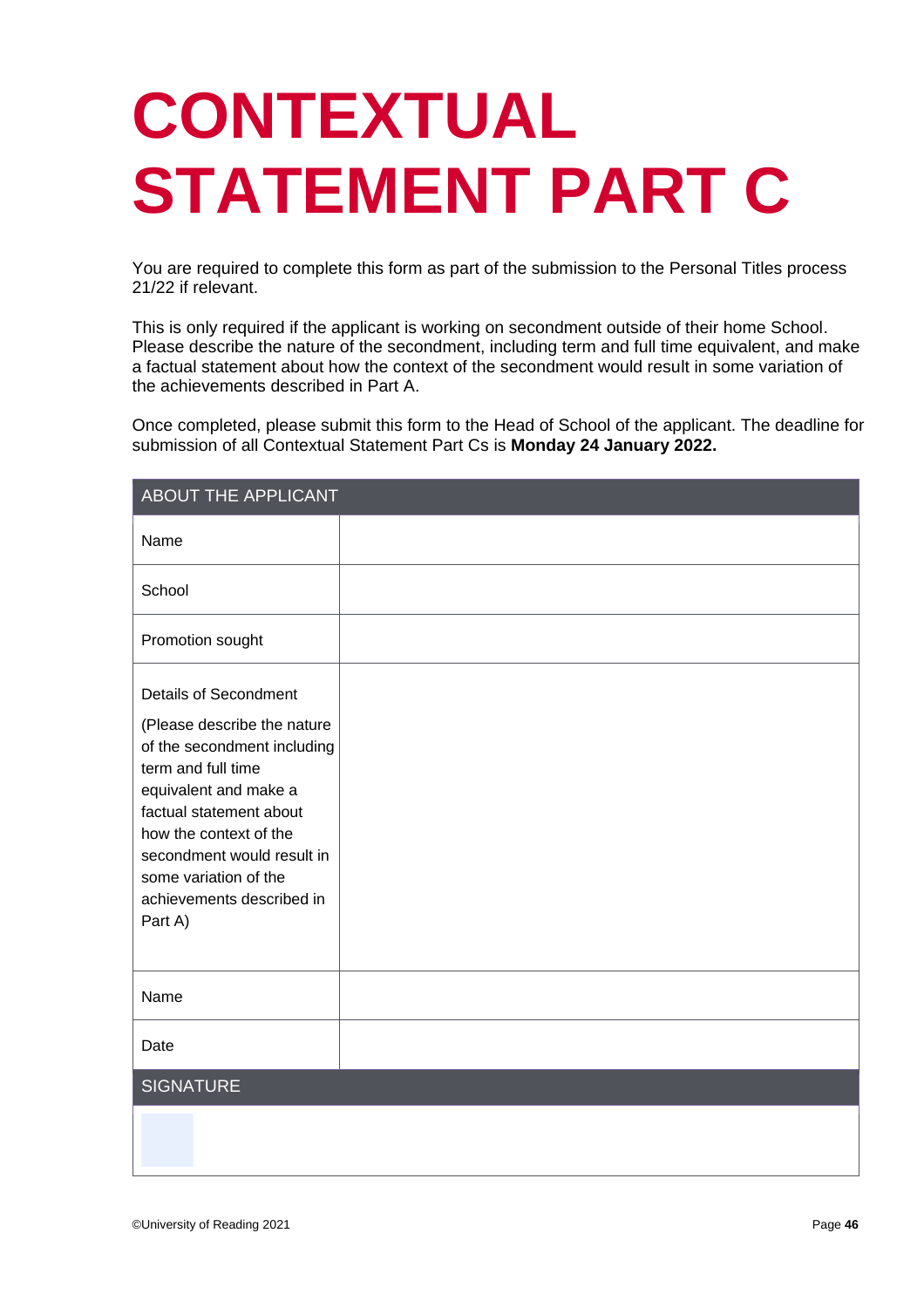# CONTEXTUAL STATEMENT PART C

You are required to complete this form as part of the submission to the Personal Titles process 21/22 if relevant.

This is only required if the applicant is working on secondment outside of their home School. Please describe the nature of the secondment, including term and full time equivalent, and make a factual statement about how the context of the secondment would result in some variation of the achievements described in Part A.

Once completed, please submit this form to the Head of School of the applicant. The deadline for submission of all Contextual Statement Part Cs is **Monday 24 January 2022.**

| ABOUT THE APPLICANT | |
|---|---|
| Name | |
| School | |
| Promotion sought | |
| Details of Secondment<br><br>(Please describe the nature of the secondment including term and full time equivalent and make a factual statement about how the context of the secondment would result in some variation of the achievements described in Part A) | |
| Name | |
| Date | |

| SIGNATURE |
|---|
| |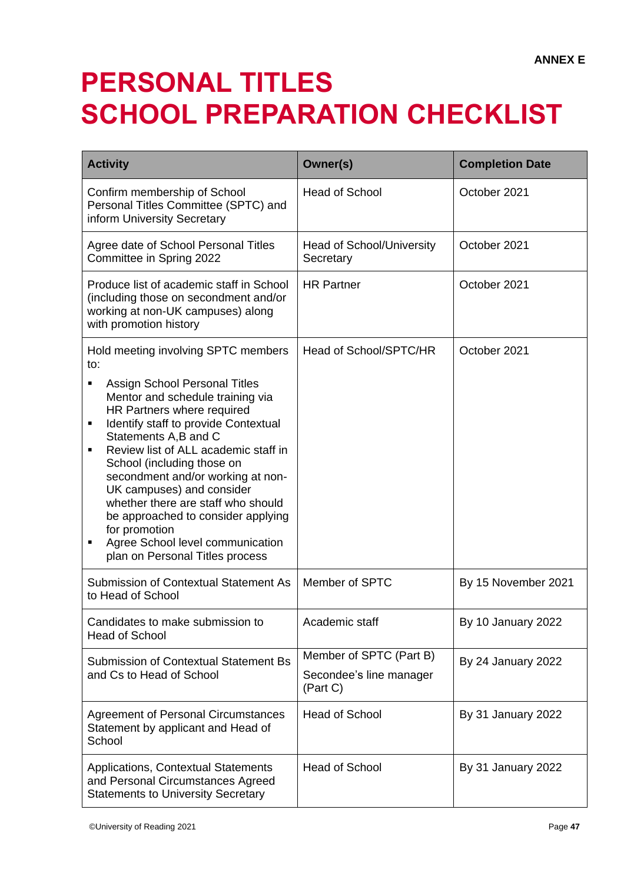**ANNEX E**

# PERSONAL TITLES SCHOOL PREPARATION CHECKLIST

| Activity | Owner(s) | Completion Date |
| --- | --- | --- |
| Confirm membership of School Personal Titles Committee (SPTC) and inform University Secretary | Head of School | October 2021 |
| Agree date of School Personal Titles Committee in Spring 2022 | Head of School/University Secretary | October 2021 |
| Produce list of academic staff in School (including those on secondment and/or working at non-UK campuses) along with promotion history | HR Partner | October 2021 |
| Hold meeting involving SPTC members to:<br>▪ Assign School Personal Titles Mentor and schedule training via HR Partners where required<br>▪ Identify staff to provide Contextual Statements A,B and C<br>▪ Review list of ALL academic staff in School (including those on secondment and/or working at non-UK campuses) and consider whether there are staff who should be approached to consider applying for promotion<br>▪ Agree School level communication plan on Personal Titles process | Head of School/SPTC/HR | October 2021 |
| Submission of Contextual Statement As to Head of School | Member of SPTC | By 15 November 2021 |
| Candidates to make submission to Head of School | Academic staff | By 10 January 2022 |
| Submission of Contextual Statement Bs and Cs to Head of School | Member of SPTC (Part B)<br>Secondee's line manager (Part C) | By 24 January 2022 |
| Agreement of Personal Circumstances Statement by applicant and Head of School | Head of School | By 31 January 2022 |
| Applications, Contextual Statements and Personal Circumstances Agreed Statements to University Secretary | Head of School | By 31 January 2022 |

©University of Reading 2021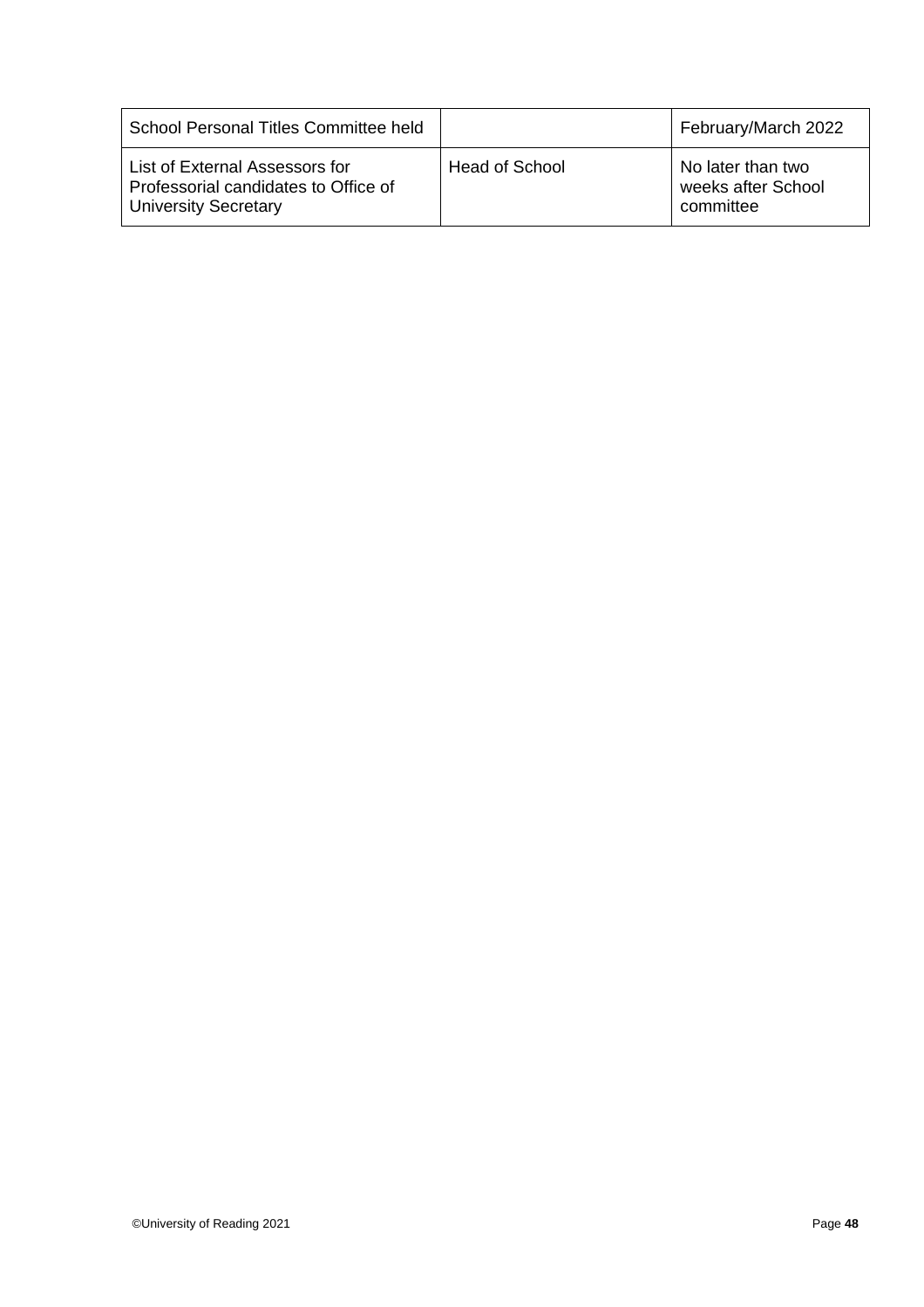| | | |
|---|---|---|
| School Personal Titles Committee held | | February/March 2022 |
| List of External Assessors for Professorial candidates to Office of University Secretary | Head of School | No later than two weeks after School committee |